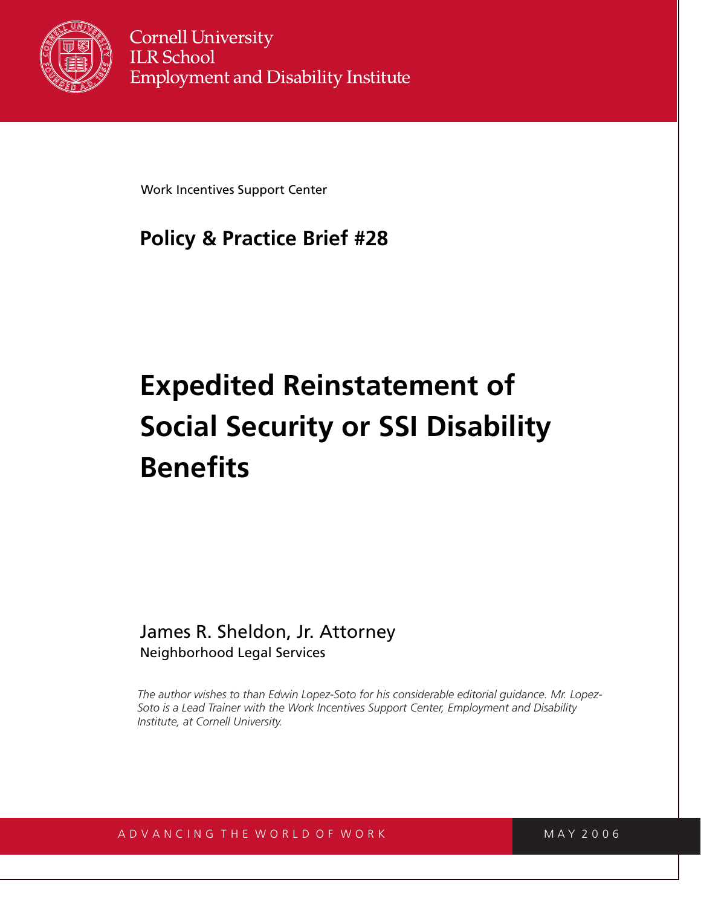Cornell University
ILR School
Employment and Disability Institute

Work Incentives Support Center

**Policy & Practice Brief #28**

# Expedited Reinstatement of Social Security or SSI Disability Benefits

James R. Sheldon, Jr. Attorney
Neighborhood Legal Services

*The author wishes to than Edwin Lopez-Soto for his considerable editorial guidance. Mr. Lopez-Soto is a Lead Trainer with the Work Incentives Support Center, Employment and Disability Institute, at Cornell University.*

ADVANCING THE WORLD OF WORK

MAY 2006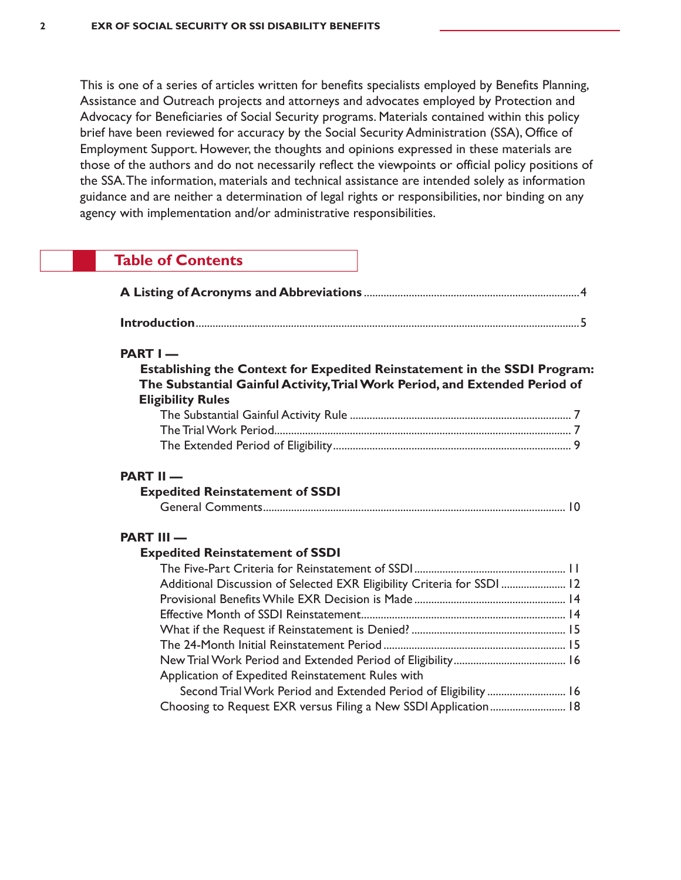This is one of a series of articles written for benefits specialists employed by Benefits Planning, Assistance and Outreach projects and attorneys and advocates employed by Protection and Advocacy for Beneficiaries of Social Security programs. Materials contained within this policy brief have been reviewed for accuracy by the Social Security Administration (SSA), Office of Employment Support. However, the thoughts and opinions expressed in these materials are those of the authors and do not necessarily reflect the viewpoints or official policy positions of the SSA. The information, materials and technical assistance are intended solely as information guidance and are neither a determination of legal rights or responsibilities, nor binding on any agency with implementation and/or administrative responsibilities.

## Table of Contents

**A Listing of Acronyms and Abbreviations** .......... 4

**Introduction** .......... 5

**PART I —**

**Establishing the Context for Expedited Reinstatement in the SSDI Program: The Substantial Gainful Activity, Trial Work Period, and Extended Period of Eligibility Rules**

- The Substantial Gainful Activity Rule .......... 7
- The Trial Work Period .......... 7
- The Extended Period of Eligibility .......... 9

**PART II —**

**Expedited Reinstatement of SSDI**

- General Comments .......... 10

**PART III —**

**Expedited Reinstatement of SSDI**

- The Five-Part Criteria for Reinstatement of SSDI .......... 11
- Additional Discussion of Selected EXR Eligibility Criteria for SSDI .......... 12
- Provisional Benefits While EXR Decision is Made .......... 14
- Effective Month of SSDI Reinstatement .......... 14
- What if the Request if Reinstatement is Denied? .......... 15
- The 24-Month Initial Reinstatement Period .......... 15
- New Trial Work Period and Extended Period of Eligibility .......... 16
- Application of Expedited Reinstatement Rules with Second Trial Work Period and Extended Period of Eligibility .......... 16
- Choosing to Request EXR versus Filing a New SSDI Application .......... 18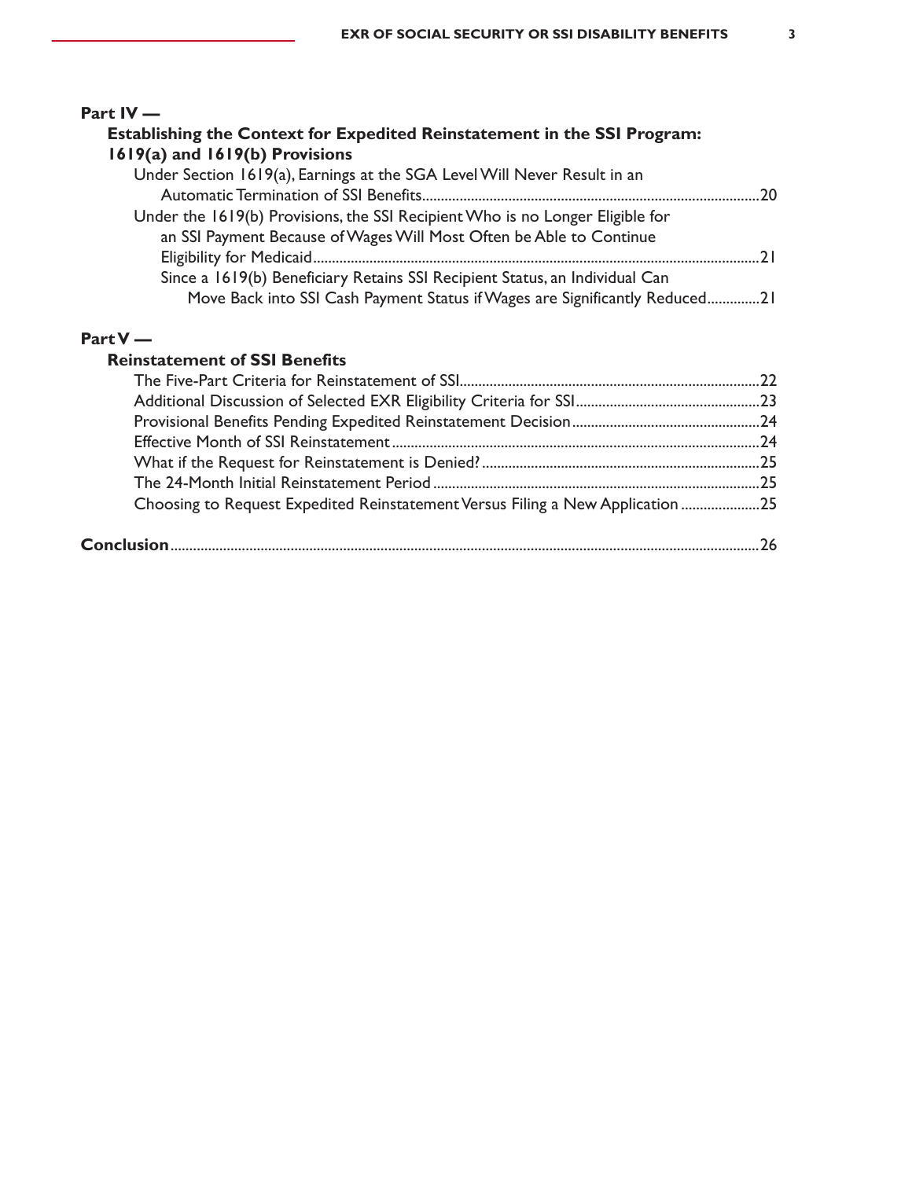**Part IV —**

**Establishing the Context for Expedited Reinstatement in the SSI Program: 1619(a) and 1619(b) Provisions**

- Under Section 1619(a), Earnings at the SGA Level Will Never Result in an Automatic Termination of SSI Benefits ........ 20
- Under the 1619(b) Provisions, the SSI Recipient Who is no Longer Eligible for an SSI Payment Because of Wages Will Most Often be Able to Continue Eligibility for Medicaid ........ 21
    - Since a 1619(b) Beneficiary Retains SSI Recipient Status, an Individual Can Move Back into SSI Cash Payment Status if Wages are Significantly Reduced ........ 21

**Part V —**

**Reinstatement of SSI Benefits**

- The Five-Part Criteria for Reinstatement of SSI ........ 22
- Additional Discussion of Selected EXR Eligibility Criteria for SSI ........ 23
- Provisional Benefits Pending Expedited Reinstatement Decision ........ 24
- Effective Month of SSI Reinstatement ........ 24
- What if the Request for Reinstatement is Denied? ........ 25
- The 24-Month Initial Reinstatement Period ........ 25
- Choosing to Request Expedited Reinstatement Versus Filing a New Application ........ 25

**Conclusion** ........ 26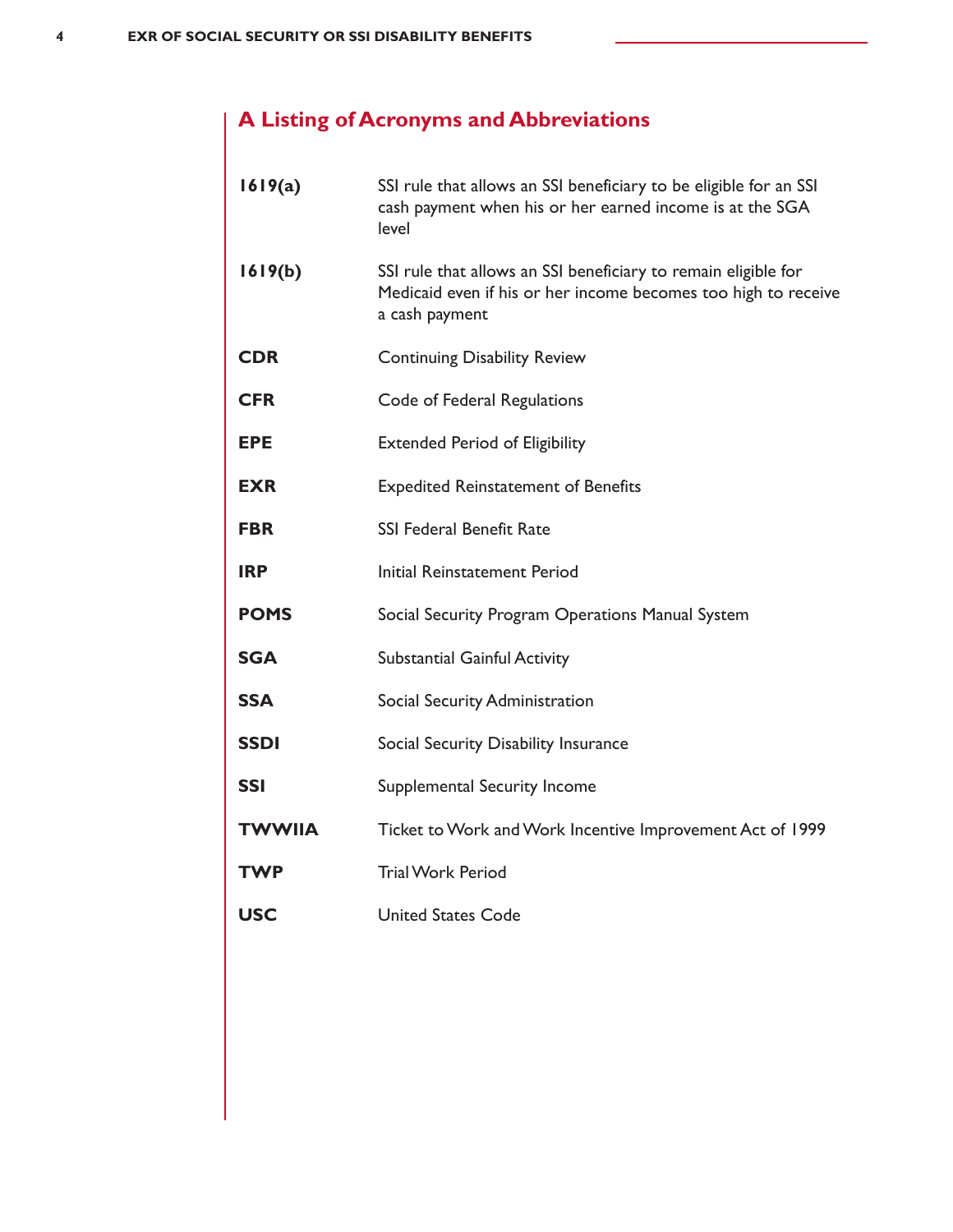## A Listing of Acronyms and Abbreviations

| | |
|---|---|
| **1619(a)** | SSI rule that allows an SSI beneficiary to be eligible for an SSI cash payment when his or her earned income is at the SGA level |
| **1619(b)** | SSI rule that allows an SSI beneficiary to remain eligible for Medicaid even if his or her income becomes too high to receive a cash payment |
| **CDR** | Continuing Disability Review |
| **CFR** | Code of Federal Regulations |
| **EPE** | Extended Period of Eligibility |
| **EXR** | Expedited Reinstatement of Benefits |
| **FBR** | SSI Federal Benefit Rate |
| **IRP** | Initial Reinstatement Period |
| **POMS** | Social Security Program Operations Manual System |
| **SGA** | Substantial Gainful Activity |
| **SSA** | Social Security Administration |
| **SSDI** | Social Security Disability Insurance |
| **SSI** | Supplemental Security Income |
| **TWWIIA** | Ticket to Work and Work Incentive Improvement Act of 1999 |
| **TWP** | Trial Work Period |
| **USC** | United States Code |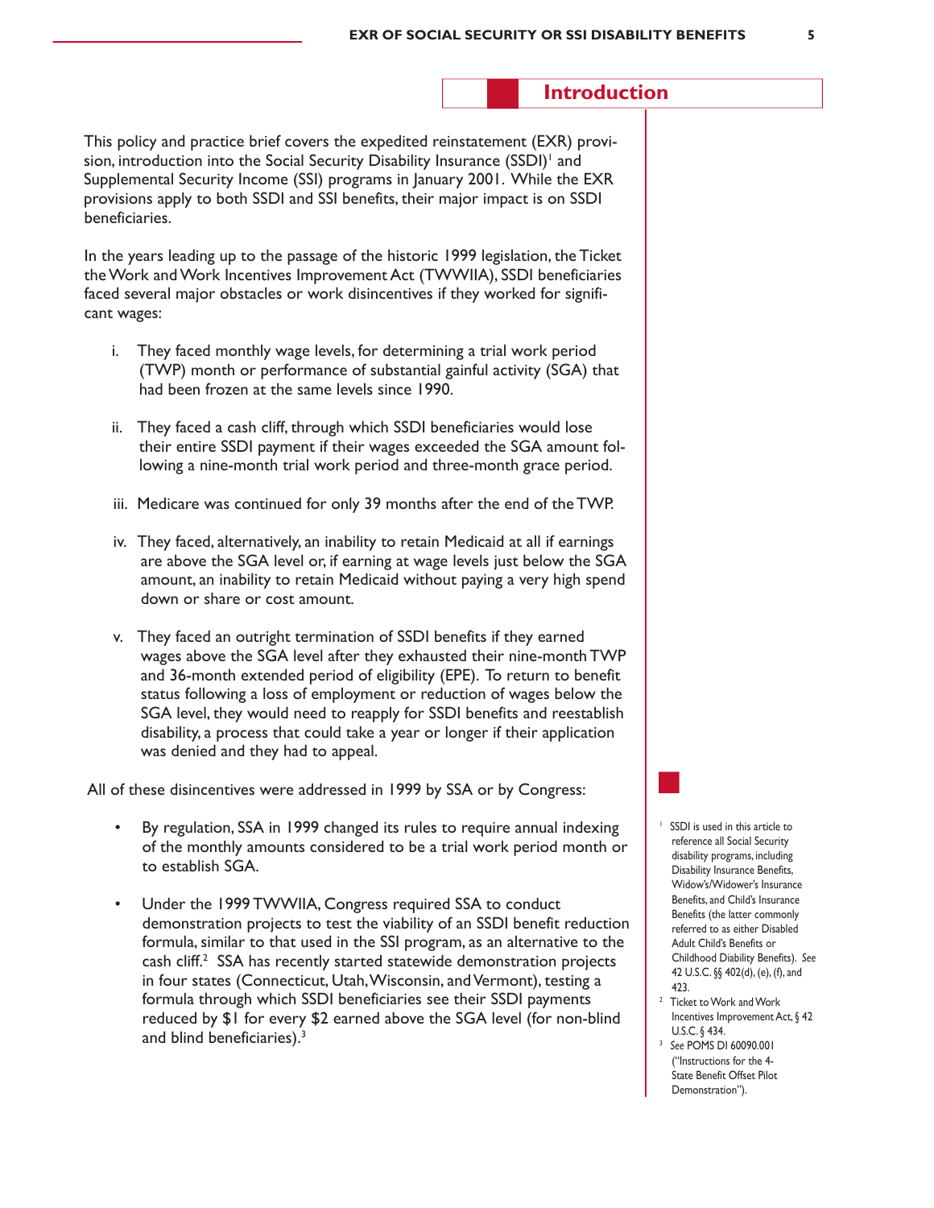## Introduction

This policy and practice brief covers the expedited reinstatement (EXR) provision, introduction into the Social Security Disability Insurance (SSDI)[1] and Supplemental Security Income (SSI) programs in January 2001. While the EXR provisions apply to both SSDI and SSI benefits, their major impact is on SSDI beneficiaries.

In the years leading up to the passage of the historic 1999 legislation, the Ticket the Work and Work Incentives Improvement Act (TWWIIA), SSDI beneficiaries faced several major obstacles or work disincentives if they worked for significant wages:

i. They faced monthly wage levels, for determining a trial work period (TWP) month or performance of substantial gainful activity (SGA) that had been frozen at the same levels since 1990.

ii. They faced a cash cliff, through which SSDI beneficiaries would lose their entire SSDI payment if their wages exceeded the SGA amount following a nine-month trial work period and three-month grace period.

iii. Medicare was continued for only 39 months after the end of the TWP.

iv. They faced, alternatively, an inability to retain Medicaid at all if earnings are above the SGA level or, if earning at wage levels just below the SGA amount, an inability to retain Medicaid without paying a very high spend down or share or cost amount.

v. They faced an outright termination of SSDI benefits if they earned wages above the SGA level after they exhausted their nine-month TWP and 36-month extended period of eligibility (EPE). To return to benefit status following a loss of employment or reduction of wages below the SGA level, they would need to reapply for SSDI benefits and reestablish disability, a process that could take a year or longer if their application was denied and they had to appeal.

All of these disincentives were addressed in 1999 by SSA or by Congress:

- By regulation, SSA in 1999 changed its rules to require annual indexing of the monthly amounts considered to be a trial work period month or to establish SGA.

- Under the 1999 TWWIIA, Congress required SSA to conduct demonstration projects to test the viability of an SSDI benefit reduction formula, similar to that used in the SSI program, as an alternative to the cash cliff.[2] SSA has recently started statewide demonstration projects in four states (Connecticut, Utah, Wisconsin, and Vermont), testing a formula through which SSDI beneficiaries see their SSDI payments reduced by $1 for every $2 earned above the SGA level (for non-blind and blind beneficiaries).[3]

---

[1] SSDI is used in this article to reference all Social Security disability programs, including Disability Insurance Benefits, Widow's/Widower's Insurance Benefits, and Child's Insurance Benefits (the latter commonly referred to as either Disabled Adult Child's Benefits or Childhood Diability Benefits). *See* 42 U.S.C. §§ 402(d), (e), (f), and 423.

[2] Ticket to Work and Work Incentives Improvement Act, § 42 U.S.C. § 434.

[3] *See* POMS DI 60090.001 ("Instructions for the 4-State Benefit Offset Pilot Demonstration").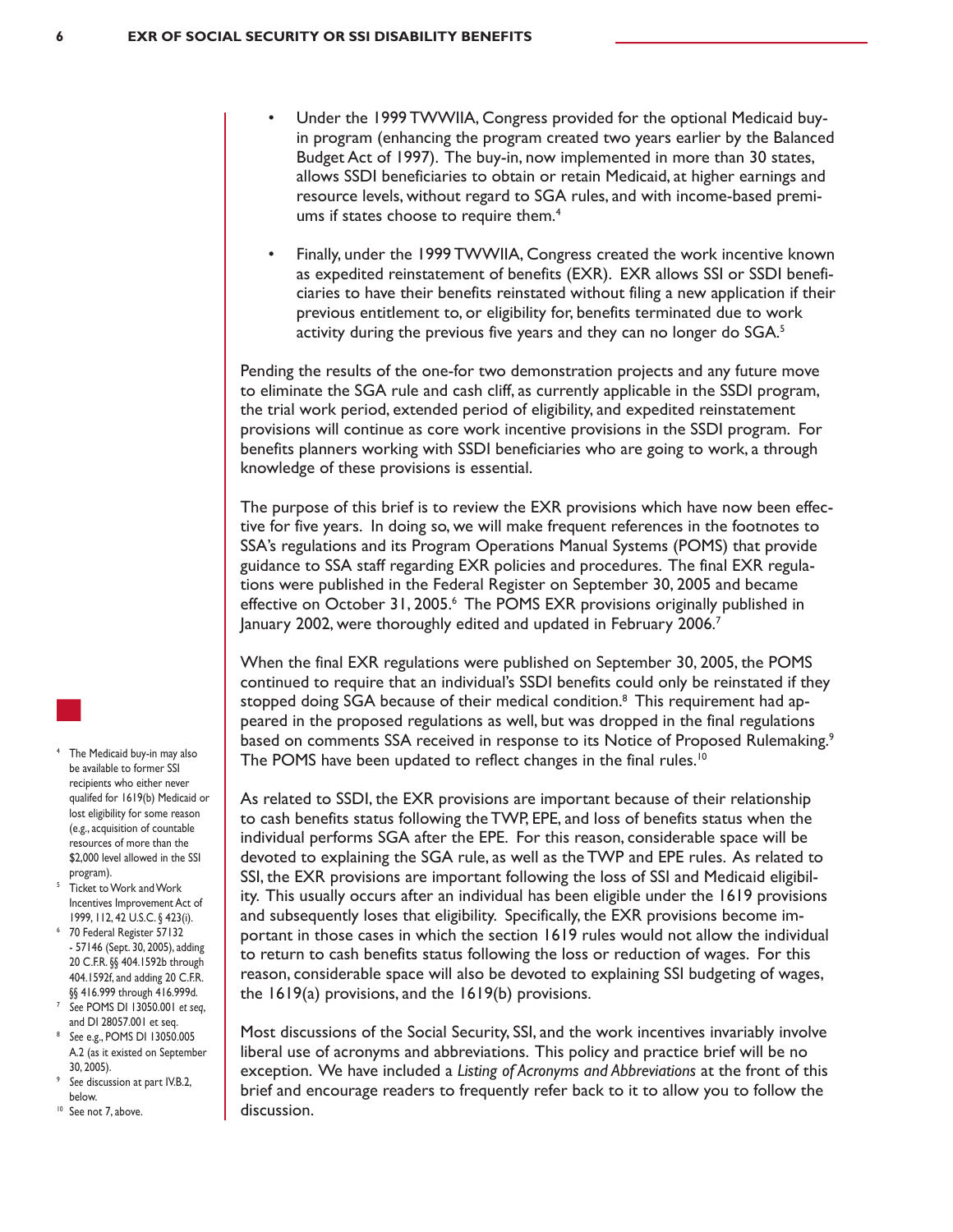- Under the 1999 TWWIIA, Congress provided for the optional Medicaid buy-in program (enhancing the program created two years earlier by the Balanced Budget Act of 1997). The buy-in, now implemented in more than 30 states, allows SSDI beneficiaries to obtain or retain Medicaid, at higher earnings and resource levels, without regard to SGA rules, and with income-based premiums if states choose to require them.[4]

- Finally, under the 1999 TWWIIA, Congress created the work incentive known as expedited reinstatement of benefits (EXR). EXR allows SSI or SSDI beneficiaries to have their benefits reinstated without filing a new application if their previous entitlement to, or eligibility for, benefits terminated due to work activity during the previous five years and they can no longer do SGA.[5]

Pending the results of the one-for two demonstration projects and any future move to eliminate the SGA rule and cash cliff, as currently applicable in the SSDI program, the trial work period, extended period of eligibility, and expedited reinstatement provisions will continue as core work incentive provisions in the SSDI program. For benefits planners working with SSDI beneficiaries who are going to work, a through knowledge of these provisions is essential.

The purpose of this brief is to review the EXR provisions which have now been effective for five years. In doing so, we will make frequent references in the footnotes to SSA's regulations and its Program Operations Manual Systems (POMS) that provide guidance to SSA staff regarding EXR policies and procedures. The final EXR regulations were published in the Federal Register on September 30, 2005 and became effective on October 31, 2005.[6] The POMS EXR provisions originally published in January 2002, were thoroughly edited and updated in February 2006.[7]

When the final EXR regulations were published on September 30, 2005, the POMS continued to require that an individual's SSDI benefits could only be reinstated if they stopped doing SGA because of their medical condition.[8] This requirement had appeared in the proposed regulations as well, but was dropped in the final regulations based on comments SSA received in response to its Notice of Proposed Rulemaking.[9] The POMS have been updated to reflect changes in the final rules.[10]

As related to SSDI, the EXR provisions are important because of their relationship to cash benefits status following the TWP, EPE, and loss of benefits status when the individual performs SGA after the EPE. For this reason, considerable space will be devoted to explaining the SGA rule, as well as the TWP and EPE rules. As related to SSI, the EXR provisions are important following the loss of SSI and Medicaid eligibility. This usually occurs after an individual has been eligible under the 1619 provisions and subsequently loses that eligibility. Specifically, the EXR provisions become important in those cases in which the section 1619 rules would not allow the individual to return to cash benefits status following the loss or reduction of wages. For this reason, considerable space will also be devoted to explaining SSI budgeting of wages, the 1619(a) provisions, and the 1619(b) provisions.

Most discussions of the Social Security, SSI, and the work incentives invariably involve liberal use of acronyms and abbreviations. This policy and practice brief will be no exception. We have included a *Listing of Acronyms and Abbreviations* at the front of this brief and encourage readers to frequently refer back to it to allow you to follow the discussion.

---

[4] The Medicaid buy-in may also be available to former SSI recipients who either never qualifed for 1619(b) Medicaid or lost eligibility for some reason (e.g., acquisition of countable resources of more than the $2,000 level allowed in the SSI program).

[5] Ticket to Work and Work Incentives Improvement Act of 1999, 112, 42 U.S.C. § 423(i).

[6] 70 Federal Register 57132 - 57146 (Sept. 30, 2005), adding 20 C.F.R. §§ 404.1592b through 404.1592f, and adding 20 C.F.R. §§ 416.999 through 416.999d.

[7] *See* POMS DI 13050.001 *et seq*, and DI 28057.001 et seq.

[8] *See* e.g., POMS DI 13050.005 A.2 (as it existed on September 30, 2005).

[9] *See* discussion at part IV.B.2, below.

[10] See not 7, above.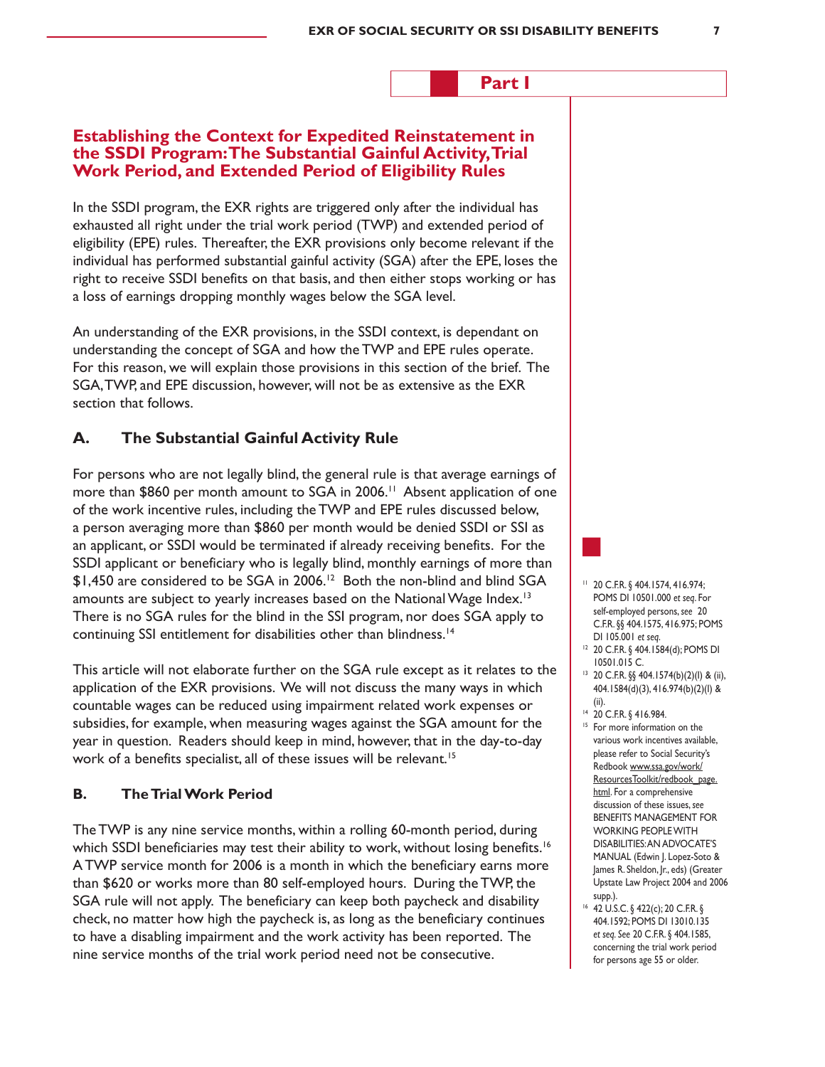## Part I

### Establishing the Context for Expedited Reinstatement in the SSDI Program: The Substantial Gainful Activity, Trial Work Period, and Extended Period of Eligibility Rules

In the SSDI program, the EXR rights are triggered only after the individual has exhausted all right under the trial work period (TWP) and extended period of eligibility (EPE) rules. Thereafter, the EXR provisions only become relevant if the individual has performed substantial gainful activity (SGA) after the EPE, loses the right to receive SSDI benefits on that basis, and then either stops working or has a loss of earnings dropping monthly wages below the SGA level.

An understanding of the EXR provisions, in the SSDI context, is dependant on understanding the concept of SGA and how the TWP and EPE rules operate. For this reason, we will explain those provisions in this section of the brief. The SGA, TWP, and EPE discussion, however, will not be as extensive as the EXR section that follows.

#### A. The Substantial Gainful Activity Rule

For persons who are not legally blind, the general rule is that average earnings of more than $860 per month amount to SGA in 2006.[11] Absent application of one of the work incentive rules, including the TWP and EPE rules discussed below, a person averaging more than $860 per month would be denied SSDI or SSI as an applicant, or SSDI would be terminated if already receiving benefits. For the SSDI applicant or beneficiary who is legally blind, monthly earnings of more than $1,450 are considered to be SGA in 2006.[12] Both the non-blind and blind SGA amounts are subject to yearly increases based on the National Wage Index.[13] There is no SGA rules for the blind in the SSI program, nor does SGA apply to continuing SSI entitlement for disabilities other than blindness.[14]

This article will not elaborate further on the SGA rule except as it relates to the application of the EXR provisions. We will not discuss the many ways in which countable wages can be reduced using impairment related work expenses or subsidies, for example, when measuring wages against the SGA amount for the year in question. Readers should keep in mind, however, that in the day-to-day work of a benefits specialist, all of these issues will be relevant.[15]

#### B. The Trial Work Period

The TWP is any nine service months, within a rolling 60-month period, during which SSDI beneficiaries may test their ability to work, without losing benefits.[16] A TWP service month for 2006 is a month in which the beneficiary earns more than $620 or works more than 80 self-employed hours. During the TWP, the SGA rule will not apply. The beneficiary can keep both paycheck and disability check, no matter how high the paycheck is, as long as the beneficiary continues to have a disabling impairment and the work activity has been reported. The nine service months of the trial work period need not be consecutive.

---

[11] 20 C.F.R. § 404.1574, 416.974; POMS DI 10501.000 *et seq.* For self-employed persons, *see* 20 C.F.R. §§ 404.1575, 416.975; POMS DI 105.001 *et seq.*

[12] 20 C.F.R. § 404.1584(d); POMS DI 10501.015 C.

[13] 20 C.F.R. §§ 404.1574(b)(2)(I) & (ii), 404.1584(d)(3), 416.974(b)(2)(I) & (ii).

[14] 20 C.F.R. § 416.984.

[15] For more information on the various work incentives available, please refer to Social Security's Redbook www.ssa.gov/work/ResourcesToolkit/redbook_page.html. For a comprehensive discussion of these issues, *see* BENEFITS MANAGEMENT FOR WORKING PEOPLE WITH DISABILITIES: AN ADVOCATE'S MANUAL (Edwin J. Lopez-Soto & James R. Sheldon, Jr., eds) (Greater Upstate Law Project 2004 and 2006 supp.).

[16] 42 U.S.C. § 422(c); 20 C.F.R. § 404.1592; POMS DI 13010.135 *et seq. See* 20 C.F.R. § 404.1585, concerning the trial work period for persons age 55 or older.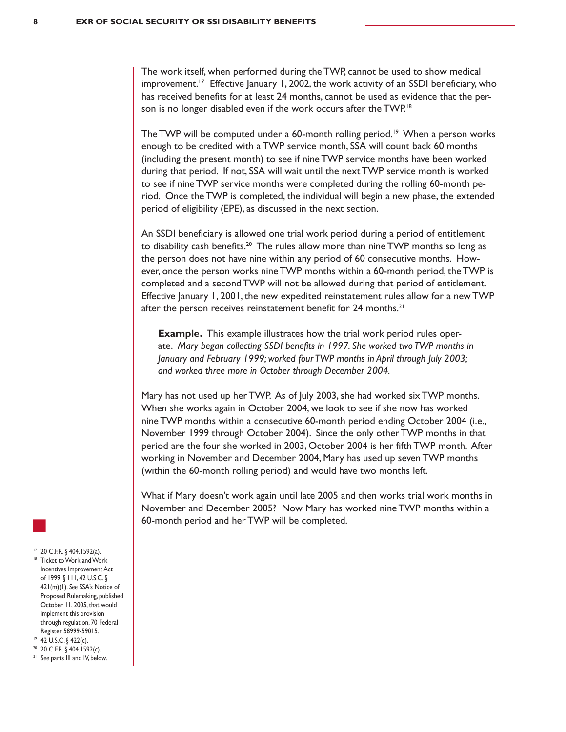The work itself, when performed during the TWP, cannot be used to show medical improvement.[17] Effective January 1, 2002, the work activity of an SSDI beneficiary, who has received benefits for at least 24 months, cannot be used as evidence that the person is no longer disabled even if the work occurs after the TWP.[18]

The TWP will be computed under a 60-month rolling period.[19] When a person works enough to be credited with a TWP service month, SSA will count back 60 months (including the present month) to see if nine TWP service months have been worked during that period. If not, SSA will wait until the next TWP service month is worked to see if nine TWP service months were completed during the rolling 60-month period. Once the TWP is completed, the individual will begin a new phase, the extended period of eligibility (EPE), as discussed in the next section.

An SSDI beneficiary is allowed one trial work period during a period of entitlement to disability cash benefits.[20] The rules allow more than nine TWP months so long as the person does not have nine within any period of 60 consecutive months. However, once the person works nine TWP months within a 60-month period, the TWP is completed and a second TWP will not be allowed during that period of entitlement. Effective January 1, 2001, the new expedited reinstatement rules allow for a new TWP after the person receives reinstatement benefit for 24 months.[21]

> **Example.** This example illustrates how the trial work period rules operate. *Mary began collecting SSDI benefits in 1997. She worked two TWP months in January and February 1999; worked four TWP months in April through July 2003; and worked three more in October through December 2004.*

Mary has not used up her TWP. As of July 2003, she had worked six TWP months. When she works again in October 2004, we look to see if she now has worked nine TWP months within a consecutive 60-month period ending October 2004 (i.e., November 1999 through October 2004). Since the only other TWP months in that period are the four she worked in 2003, October 2004 is her fifth TWP month. After working in November and December 2004, Mary has used up seven TWP months (within the 60-month rolling period) and would have two months left.

What if Mary doesn't work again until late 2005 and then works trial work months in November and December 2005? Now Mary has worked nine TWP months within a 60-month period and her TWP will be completed.

---

[17] 20 C.F.R. § 404.1592(a).

[18] Ticket to Work and Work Incentives Improvement Act of 1999, § 111, 42 U.S.C. § 421(m)(1). *See* SSA's Notice of Proposed Rulemaking, published October 11, 2005, that would implement this provision through regulation, 70 Federal Register 58999-59015.

[19] 42 U.S.C. § 422(c).

[20] 20 C.F.R. § 404.1592(c).

[21] *See* parts III and IV, below.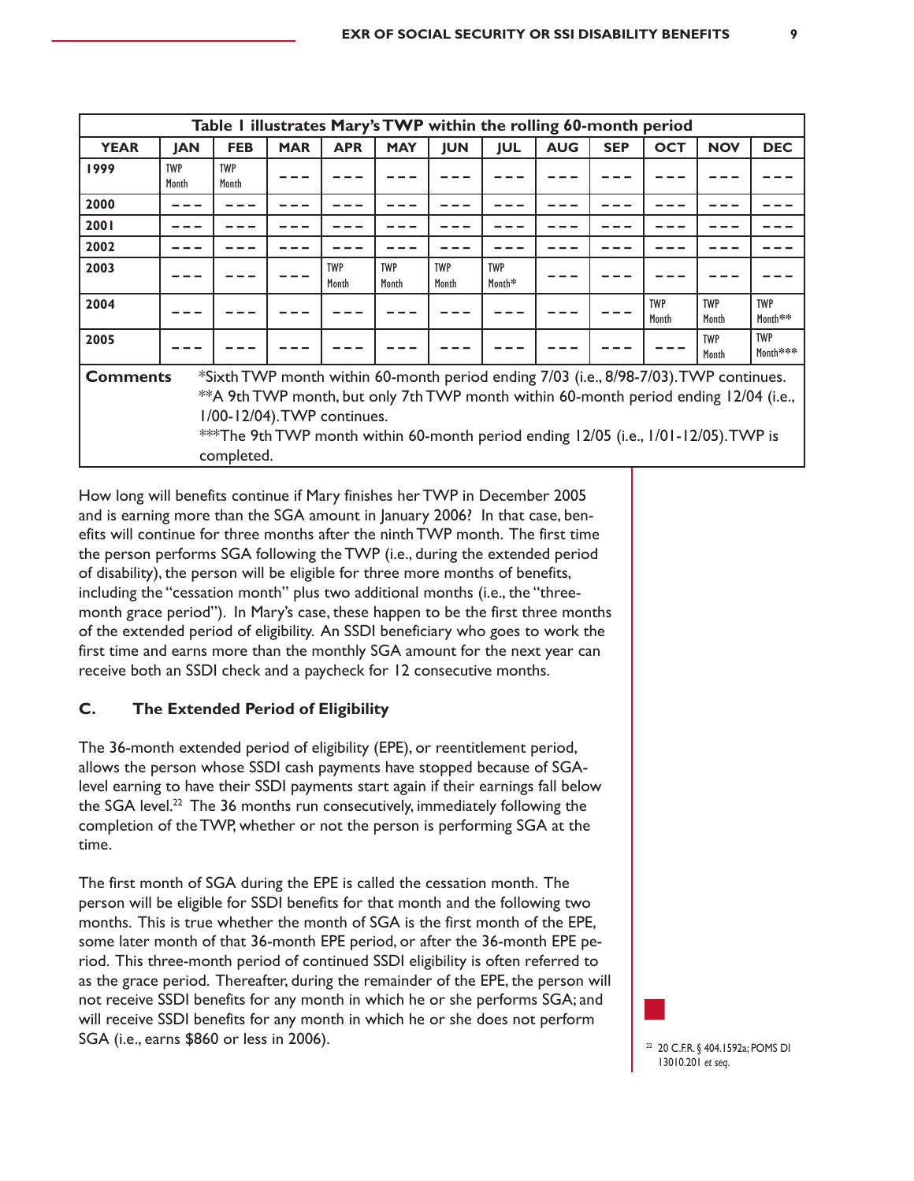| Table I illustrates Mary's TWP within the rolling 60-month period | | | | | | | | | | | | |
|---|---|---|---|---|---|---|---|---|---|---|---|---|
| **YEAR** | **JAN** | **FEB** | **MAR** | **APR** | **MAY** | **JUN** | **JUL** | **AUG** | **SEP** | **OCT** | **NOV** | **DEC** |
| **1999** | TWP Month | TWP Month | --- | --- | --- | --- | --- | --- | --- | --- | --- | --- |
| **2000** | --- | --- | --- | --- | --- | --- | --- | --- | --- | --- | --- | --- |
| **2001** | --- | --- | --- | --- | --- | --- | --- | --- | --- | --- | --- | --- |
| **2002** | --- | --- | --- | --- | --- | --- | --- | --- | --- | --- | --- | --- |
| **2003** | --- | --- | --- | TWP Month | TWP Month | TWP Month | TWP Month* | --- | --- | --- | --- | --- |
| **2004** | --- | --- | --- | --- | --- | --- | --- | --- | --- | TWP Month | TWP Month | TWP Month** |
| **2005** | --- | --- | --- | --- | --- | --- | --- | --- | --- | --- | TWP Month | TWP Month*** |
| **Comments** | *Sixth TWP month within 60-month period ending 7/03 (i.e., 8/98-7/03). TWP continues. **A 9th TWP month, but only 7th TWP month within 60-month period ending 12/04 (i.e., 1/00-12/04). TWP continues. ***The 9th TWP month within 60-month period ending 12/05 (i.e., 1/01-12/05). TWP is completed. | | | | | | | | | | | |

How long will benefits continue if Mary finishes her TWP in December 2005 and is earning more than the SGA amount in January 2006? In that case, benefits will continue for three months after the ninth TWP month. The first time the person performs SGA following the TWP (i.e., during the extended period of disability), the person will be eligible for three more months of benefits, including the "cessation month" plus two additional months (i.e., the "three-month grace period"). In Mary's case, these happen to be the first three months of the extended period of eligibility. An SSDI beneficiary who goes to work the first time and earns more than the monthly SGA amount for the next year can receive both an SSDI check and a paycheck for 12 consecutive months.

### C. The Extended Period of Eligibility

The 36-month extended period of eligibility (EPE), or reentitlement period, allows the person whose SSDI cash payments have stopped because of SGA-level earning to have their SSDI payments start again if their earnings fall below the SGA level.[22] The 36 months run consecutively, immediately following the completion of the TWP, whether or not the person is performing SGA at the time.

The first month of SGA during the EPE is called the cessation month. The person will be eligible for SSDI benefits for that month and the following two months. This is true whether the month of SGA is the first month of the EPE, some later month of that 36-month EPE period, or after the 36-month EPE period. This three-month period of continued SSDI eligibility is often referred to as the grace period. Thereafter, during the remainder of the EPE, the person will not receive SSDI benefits for any month in which he or she performs SGA; and will receive SSDI benefits for any month in which he or she does not perform SGA (i.e., earns $860 or less in 2006).

[22] 20 C.F.R. § 404.1592a; POMS DI 13010.201 *et seq.*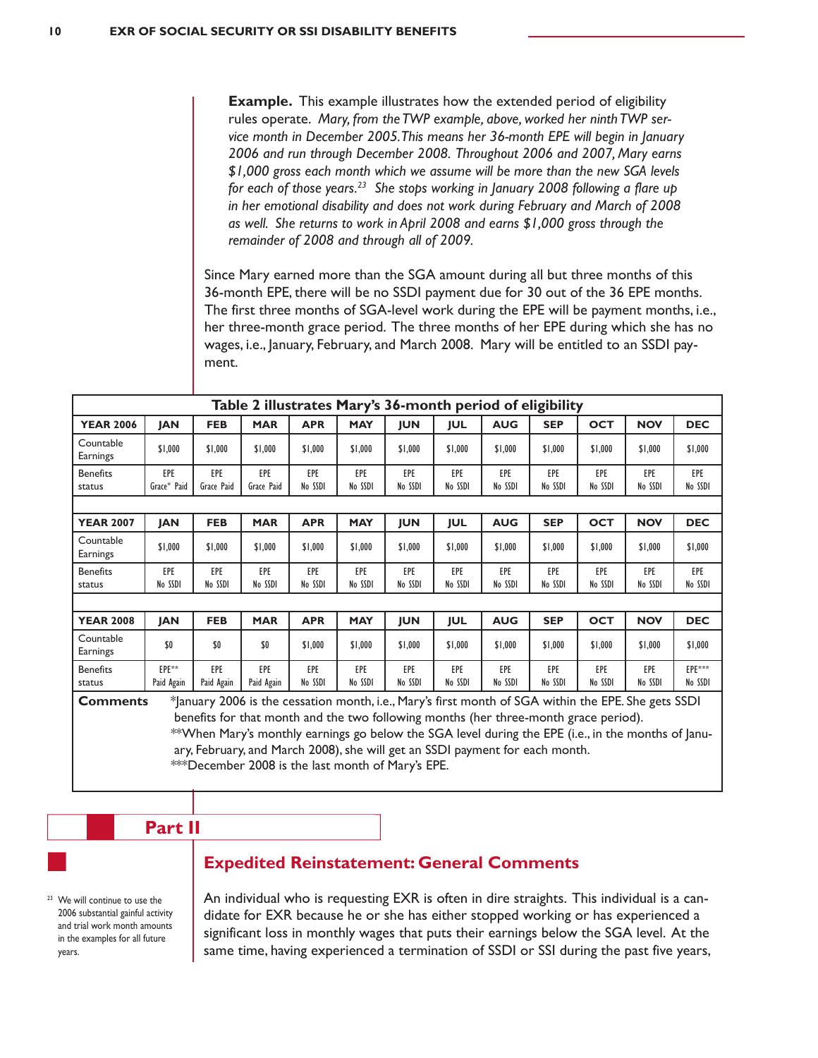**Example.** This example illustrates how the extended period of eligibility rules operate. *Mary, from the TWP example, above, worked her ninth TWP service month in December 2005. This means her 36-month EPE will begin in January 2006 and run through December 2008. Throughout 2006 and 2007, Mary earns $1,000 gross each month which we assume will be more than the new SGA levels for each of those years.[23] She stops working in January 2008 following a flare up in her emotional disability and does not work during February and March of 2008 as well. She returns to work in April 2008 and earns $1,000 gross through the remainder of 2008 and through all of 2009.*

Since Mary earned more than the SGA amount during all but three months of this 36-month EPE, there will be no SSDI payment due for 30 out of the 36 EPE months. The first three months of SGA-level work during the EPE will be payment months, i.e., her three-month grace period. The three months of her EPE during which she has no wages, i.e., January, February, and March 2008. Mary will be entitled to an SSDI payment.

**Table 2 illustrates Mary's 36-month period of eligibility**

| YEAR 2006 | JAN | FEB | MAR | APR | MAY | JUN | JUL | AUG | SEP | OCT | NOV | DEC |
|---|---|---|---|---|---|---|---|---|---|---|---|---|
| Countable Earnings | $1,000 | $1,000 | $1,000 | $1,000 | $1,000 | $1,000 | $1,000 | $1,000 | $1,000 | $1,000 | $1,000 | $1,000 |
| Benefits status | EPE Grace* Paid | EPE Grace Paid | EPE Grace Paid | EPE No SSDI | EPE No SSDI | EPE No SSDI | EPE No SSDI | EPE No SSDI | EPE No SSDI | EPE No SSDI | EPE No SSDI | EPE No SSDI |
| **YEAR 2007** | **JAN** | **FEB** | **MAR** | **APR** | **MAY** | **JUN** | **JUL** | **AUG** | **SEP** | **OCT** | **NOV** | **DEC** |
| Countable Earnings | $1,000 | $1,000 | $1,000 | $1,000 | $1,000 | $1,000 | $1,000 | $1,000 | $1,000 | $1,000 | $1,000 | $1,000 |
| Benefits status | EPE No SSDI | EPE No SSDI | EPE No SSDI | EPE No SSDI | EPE No SSDI | EPE No SSDI | EPE No SSDI | EPE No SSDI | EPE No SSDI | EPE No SSDI | EPE No SSDI | EPE No SSDI |
| **YEAR 2008** | **JAN** | **FEB** | **MAR** | **APR** | **MAY** | **JUN** | **JUL** | **AUG** | **SEP** | **OCT** | **NOV** | **DEC** |
| Countable Earnings | $0 | $0 | $0 | $1,000 | $1,000 | $1,000 | $1,000 | $1,000 | $1,000 | $1,000 | $1,000 | $1,000 |
| Benefits status | EPE** Paid Again | EPE Paid Again | EPE Paid Again | EPE No SSDI | EPE No SSDI | EPE No SSDI | EPE No SSDI | EPE No SSDI | EPE No SSDI | EPE No SSDI | EPE No SSDI | EPE*** No SSDI |

**Comments**

*January 2006 is the cessation month, i.e., Mary's first month of SGA within the EPE. She gets SSDI benefits for that month and the two following months (her three-month grace period).

**When Mary's monthly earnings go below the SGA level during the EPE (i.e., in the months of January, February, and March 2008), she will get an SSDI payment for each month.

***December 2008 is the last month of Mary's EPE.

# Part II

## Expedited Reinstatement: General Comments

An individual who is requesting EXR is often in dire straights. This individual is a candidate for EXR because he or she has either stopped working or has experienced a significant loss in monthly wages that puts their earnings below the SGA level. At the same time, having experienced a termination of SSDI or SSI during the past five years,

[23] We will continue to use the 2006 substantial gainful activity and trial work month amounts in the examples for all future years.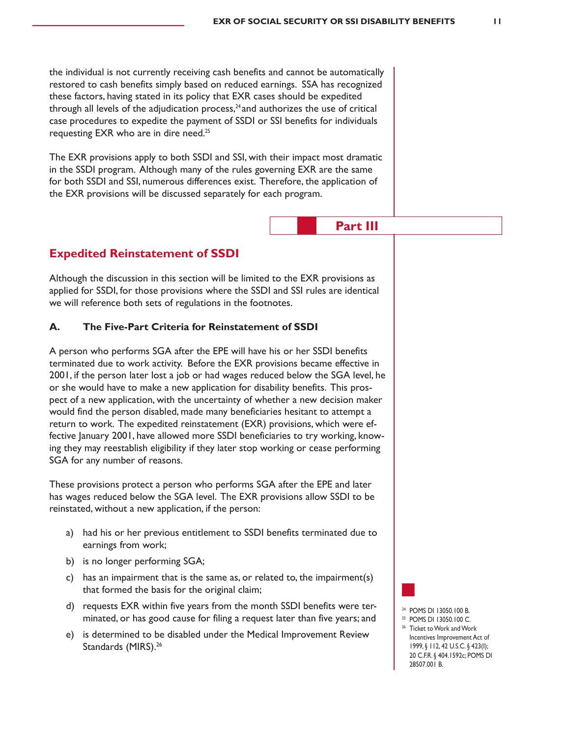the individual is not currently receiving cash benefits and cannot be automatically restored to cash benefits simply based on reduced earnings. SSA has recognized these factors, having stated in its policy that EXR cases should be expedited through all levels of the adjudication process,[24] and authorizes the use of critical case procedures to expedite the payment of SSDI or SSI benefits for individuals requesting EXR who are in dire need.[25]

The EXR provisions apply to both SSDI and SSI, with their impact most dramatic in the SSDI program. Although many of the rules governing EXR are the same for both SSDI and SSI, numerous differences exist. Therefore, the application of the EXR provisions will be discussed separately for each program.

## Part III

## Expedited Reinstatement of SSDI

Although the discussion in this section will be limited to the EXR provisions as applied for SSDI, for those provisions where the SSDI and SSI rules are identical we will reference both sets of regulations in the footnotes.

### A. The Five-Part Criteria for Reinstatement of SSDI

A person who performs SGA after the EPE will have his or her SSDI benefits terminated due to work activity. Before the EXR provisions became effective in 2001, if the person later lost a job or had wages reduced below the SGA level, he or she would have to make a new application for disability benefits. This prospect of a new application, with the uncertainty of whether a new decision maker would find the person disabled, made many beneficiaries hesitant to attempt a return to work. The expedited reinstatement (EXR) provisions, which were effective January 2001, have allowed more SSDI beneficiaries to try working, knowing they may reestablish eligibility if they later stop working or cease performing SGA for any number of reasons.

These provisions protect a person who performs SGA after the EPE and later has wages reduced below the SGA level. The EXR provisions allow SSDI to be reinstated, without a new application, if the person:

a) had his or her previous entitlement to SSDI benefits terminated due to earnings from work;

b) is no longer performing SGA;

c) has an impairment that is the same as, or related to, the impairment(s) that formed the basis for the original claim;

d) requests EXR within five years from the month SSDI benefits were terminated, or has good cause for filing a request later than five years; and

e) is determined to be disabled under the Medical Improvement Review Standards (MIRS).[26]

---

[24] POMS DI 13050.100 B.

[25] POMS DI 13050.100 C.

[26] Ticket to Work and Work Incentives Improvement Act of 1999, § 112, 42 U.S.C. § 423(l); 20 C.F.R. § 404.1592c; POMS DI 28507.001 B.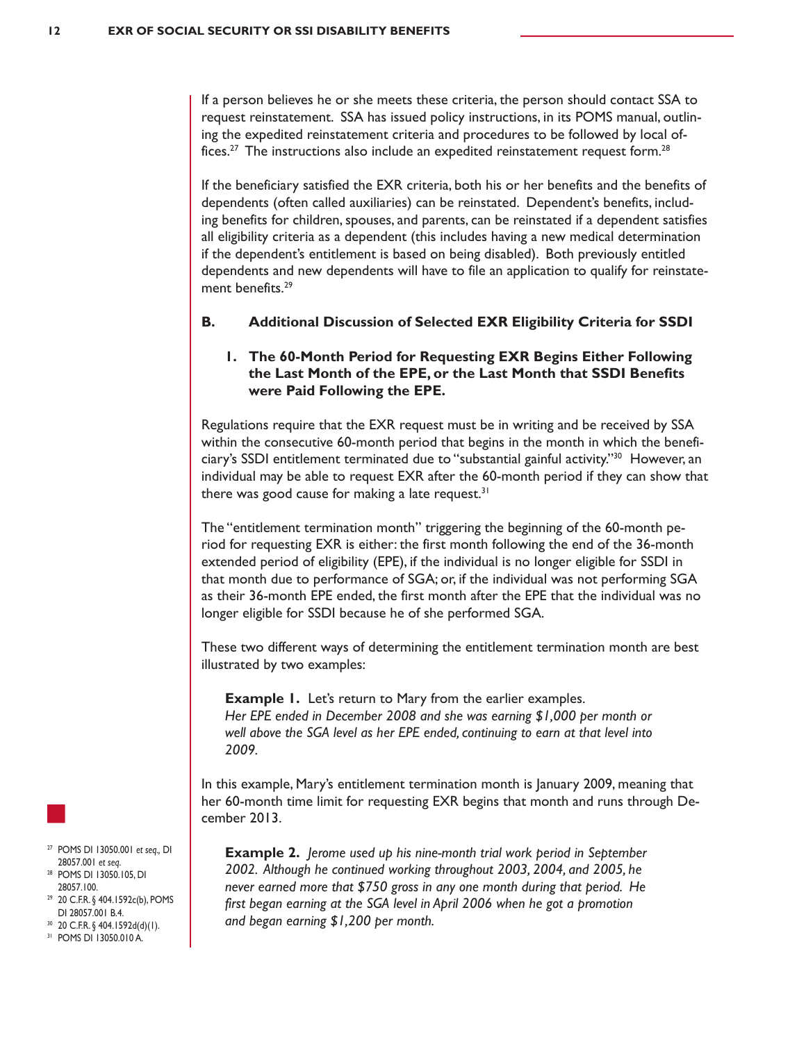If a person believes he or she meets these criteria, the person should contact SSA to request reinstatement. SSA has issued policy instructions, in its POMS manual, outlining the expedited reinstatement criteria and procedures to be followed by local offices.[27] The instructions also include an expedited reinstatement request form.[28]

If the beneficiary satisfied the EXR criteria, both his or her benefits and the benefits of dependents (often called auxiliaries) can be reinstated. Dependent's benefits, including benefits for children, spouses, and parents, can be reinstated if a dependent satisfies all eligibility criteria as a dependent (this includes having a new medical determination if the dependent's entitlement is based on being disabled). Both previously entitled dependents and new dependents will have to file an application to qualify for reinstatement benefits.[29]

## B. Additional Discussion of Selected EXR Eligibility Criteria for SSDI

### 1. The 60-Month Period for Requesting EXR Begins Either Following the Last Month of the EPE, or the Last Month that SSDI Benefits were Paid Following the EPE.

Regulations require that the EXR request must be in writing and be received by SSA within the consecutive 60-month period that begins in the month in which the beneficiary's SSDI entitlement terminated due to "substantial gainful activity."[30] However, an individual may be able to request EXR after the 60-month period if they can show that there was good cause for making a late request.[31]

The "entitlement termination month" triggering the beginning of the 60-month period for requesting EXR is either: the first month following the end of the 36-month extended period of eligibility (EPE), if the individual is no longer eligible for SSDI in that month due to performance of SGA; or, if the individual was not performing SGA as their 36-month EPE ended, the first month after the EPE that the individual was no longer eligible for SSDI because he of she performed SGA.

These two different ways of determining the entitlement termination month are best illustrated by two examples:

> **Example 1.** Let's return to Mary from the earlier examples. *Her EPE ended in December 2008 and she was earning $1,000 per month or well above the SGA level as her EPE ended, continuing to earn at that level into 2009.*

In this example, Mary's entitlement termination month is January 2009, meaning that her 60-month time limit for requesting EXR begins that month and runs through December 2013.

> **Example 2.** *Jerome used up his nine-month trial work period in September 2002. Although he continued working throughout 2003, 2004, and 2005, he never earned more that $750 gross in any one month during that period. He first began earning at the SGA level in April 2006 when he got a promotion and began earning $1,200 per month.*

---

[27] POMS DI 13050.001 *et seq.*, DI 28057.001 *et seq.*

[28] POMS DI 13050.105, DI 28057.100.

[29] 20 C.F.R. § 404.1592c(b), POMS DI 28057.001 B.4.

[30] 20 C.F.R. § 404.1592d(d)(1).

[31] POMS DI 13050.010 A.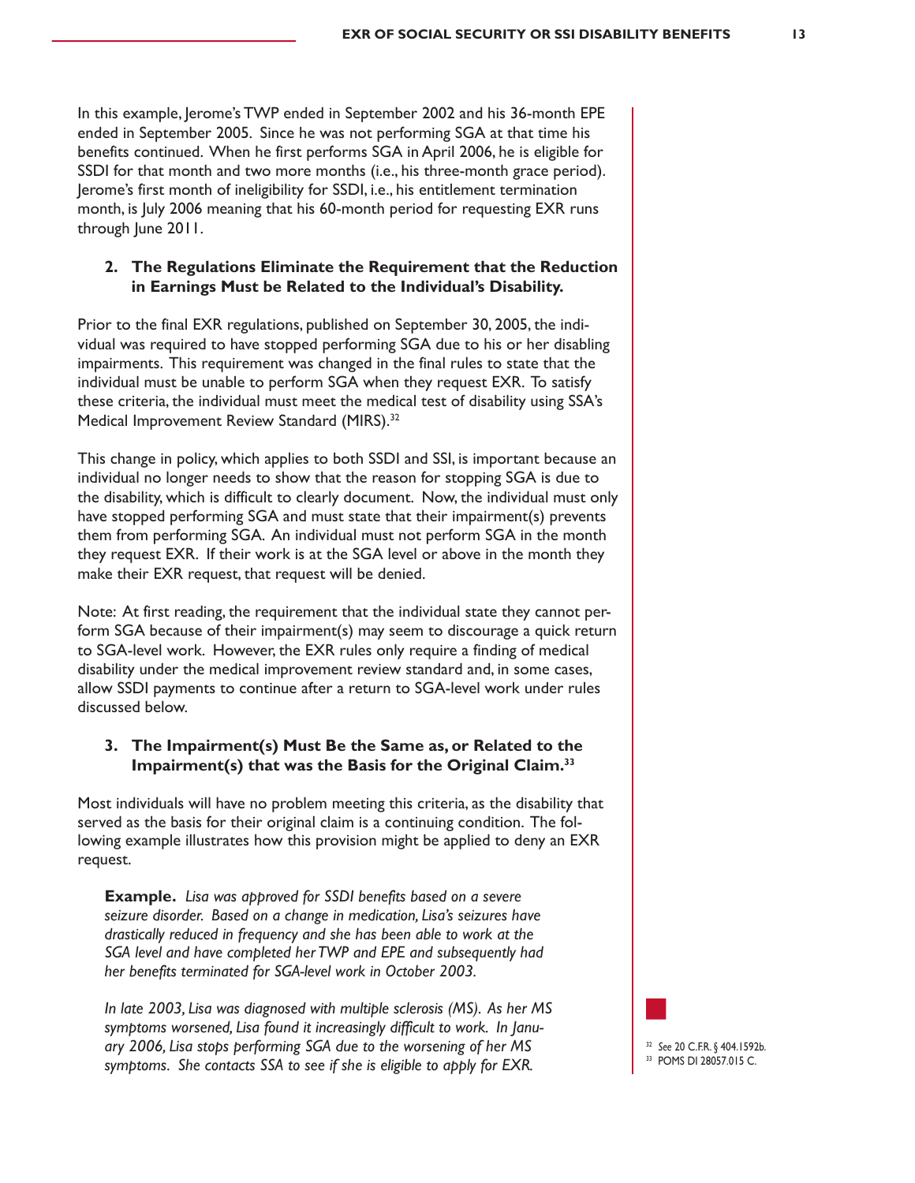In this example, Jerome's TWP ended in September 2002 and his 36-month EPE ended in September 2005. Since he was not performing SGA at that time his benefits continued. When he first performs SGA in April 2006, he is eligible for SSDI for that month and two more months (i.e., his three-month grace period). Jerome's first month of ineligibility for SSDI, i.e., his entitlement termination month, is July 2006 meaning that his 60-month period for requesting EXR runs through June 2011.

### 2. The Regulations Eliminate the Requirement that the Reduction in Earnings Must be Related to the Individual's Disability.

Prior to the final EXR regulations, published on September 30, 2005, the individual was required to have stopped performing SGA due to his or her disabling impairments. This requirement was changed in the final rules to state that the individual must be unable to perform SGA when they request EXR. To satisfy these criteria, the individual must meet the medical test of disability using SSA's Medical Improvement Review Standard (MIRS).[32]

This change in policy, which applies to both SSDI and SSI, is important because an individual no longer needs to show that the reason for stopping SGA is due to the disability, which is difficult to clearly document. Now, the individual must only have stopped performing SGA and must state that their impairment(s) prevents them from performing SGA. An individual must not perform SGA in the month they request EXR. If their work is at the SGA level or above in the month they make their EXR request, that request will be denied.

Note: At first reading, the requirement that the individual state they cannot perform SGA because of their impairment(s) may seem to discourage a quick return to SGA-level work. However, the EXR rules only require a finding of medical disability under the medical improvement review standard and, in some cases, allow SSDI payments to continue after a return to SGA-level work under rules discussed below.

### 3. The Impairment(s) Must Be the Same as, or Related to the Impairment(s) that was the Basis for the Original Claim.[33]

Most individuals will have no problem meeting this criteria, as the disability that served as the basis for their original claim is a continuing condition. The following example illustrates how this provision might be applied to deny an EXR request.

> **Example.** *Lisa was approved for SSDI benefits based on a severe seizure disorder. Based on a change in medication, Lisa's seizures have drastically reduced in frequency and she has been able to work at the SGA level and have completed her TWP and EPE and subsequently had her benefits terminated for SGA-level work in October 2003.*
>
> *In late 2003, Lisa was diagnosed with multiple sclerosis (MS). As her MS symptoms worsened, Lisa found it increasingly difficult to work. In January 2006, Lisa stops performing SGA due to the worsening of her MS symptoms. She contacts SSA to see if she is eligible to apply for EXR.*

[32] *See* 20 C.F.R. § 404.1592b.

[33] POMS DI 28057.015 C.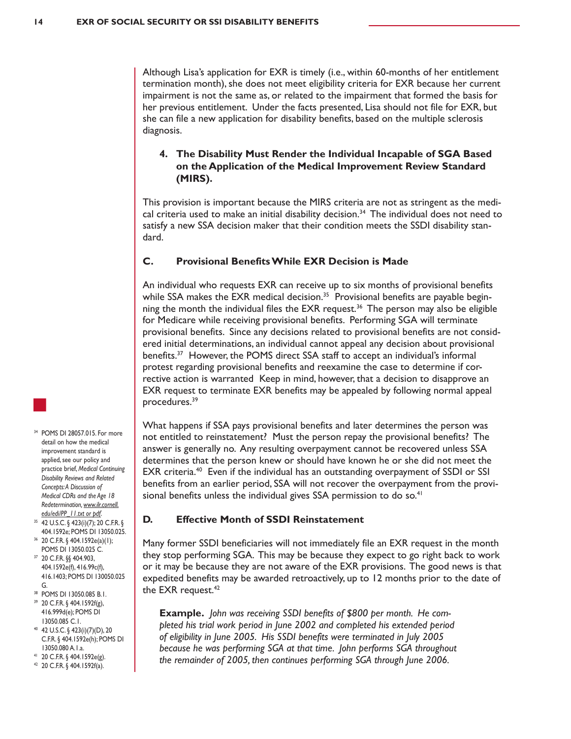Although Lisa's application for EXR is timely (i.e., within 60-months of her entitlement termination month), she does not meet eligibility criteria for EXR because her current impairment is not the same as, or related to the impairment that formed the basis for her previous entitlement. Under the facts presented, Lisa should not file for EXR, but she can file a new application for disability benefits, based on the multiple sclerosis diagnosis.

### 4. The Disability Must Render the Individual Incapable of SGA Based on the Application of the Medical Improvement Review Standard (MIRS).

This provision is important because the MIRS criteria are not as stringent as the medical criteria used to make an initial disability decision.[34] The individual does not need to satisfy a new SSA decision maker that their condition meets the SSDI disability standard.

## C. Provisional Benefits While EXR Decision is Made

An individual who requests EXR can receive up to six months of provisional benefits while SSA makes the EXR medical decision.[35] Provisional benefits are payable beginning the month the individual files the EXR request.[36] The person may also be eligible for Medicare while receiving provisional benefits. Performing SGA will terminate provisional benefits. Since any decisions related to provisional benefits are not considered initial determinations, an individual cannot appeal any decision about provisional benefits.[37] However, the POMS direct SSA staff to accept an individual's informal protest regarding provisional benefits and reexamine the case to determine if corrective action is warranted Keep in mind, however, that a decision to disapprove an EXR request to terminate EXR benefits may be appealed by following normal appeal procedures.[39]

What happens if SSA pays provisional benefits and later determines the person was not entitled to reinstatement? Must the person repay the provisional benefits? The answer is generally no. Any resulting overpayment cannot be recovered unless SSA determines that the person knew or should have known he or she did not meet the EXR criteria.[40] Even if the individual has an outstanding overpayment of SSDI or SSI benefits from an earlier period, SSA will not recover the overpayment from the provisional benefits unless the individual gives SSA permission to do so.[41]

## D. Effective Month of SSDI Reinstatement

Many former SSDI beneficiaries will not immediately file an EXR request in the month they stop performing SGA. This may be because they expect to go right back to work or it may be because they are not aware of the EXR provisions. The good news is that expedited benefits may be awarded retroactively, up to 12 months prior to the date of the EXR request.[42]

> **Example.** *John was receiving SSDI benefits of $800 per month. He completed his trial work period in June 2002 and completed his extended period of eligibility in June 2005. His SSDI benefits were terminated in July 2005 because he was performing SGA at that time. John performs SGA throughout the remainder of 2005, then continues performing SGA through June 2006.*

---

[34] POMS DI 28057.015. For more detail on how the medical improvement standard is applied, see our policy and practice brief, *Medical Continuing Disability Reviews and Related Concepts: A Discussion of Medical CDRs and the Age 18 Redetermination*, www.ilr.cornell.edu/edi/PP_11.txt or pdf.

[35] 42 U.S.C. § 423(i)(7); 20 C.F.R. § 404.1592e; POMS DI 13050.025.

[36] 20 C.F.R. § 404.1592e(a)(1); POMS DI 13050.025 C.

[37] 20 C.F.R. §§ 404.903, 404.1592e(f), 416.99c(f), 416.1403; POMS DI 130050.025 G.

[38] POMS DI 13050.085 B.1.

[39] 20 C.F.R. § 404.1592f(g), 416.999d(e); POMS DI 13050.085 C.1.

[40] 42 U.S.C. § 423(i)(7)(D), 20 C.F.R. § 404.1592e(h); POMS DI 13050.080 A.1.a.

[41] 20 C.F.R. § 404.1592e(g).

[42] 20 C.F.R. § 404.1592f(a).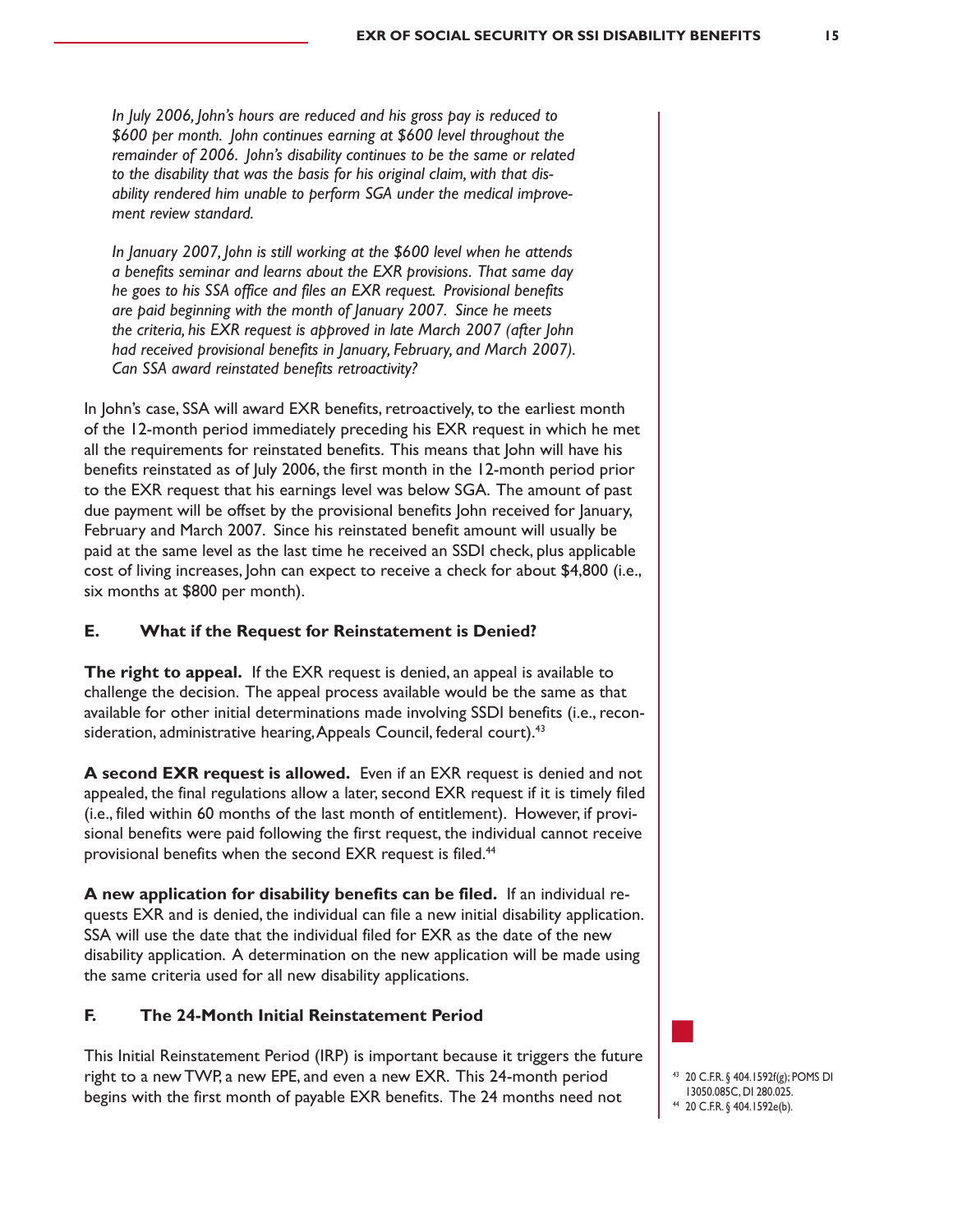*In July 2006, John's hours are reduced and his gross pay is reduced to $600 per month. John continues earning at $600 level throughout the remainder of 2006. John's disability continues to be the same or related to the disability that was the basis for his original claim, with that disability rendered him unable to perform SGA under the medical improvement review standard.*

*In January 2007, John is still working at the $600 level when he attends a benefits seminar and learns about the EXR provisions. That same day he goes to his SSA office and files an EXR request. Provisional benefits are paid beginning with the month of January 2007. Since he meets the criteria, his EXR request is approved in late March 2007 (after John had received provisional benefits in January, February, and March 2007). Can SSA award reinstated benefits retroactivity?*

In John's case, SSA will award EXR benefits, retroactively, to the earliest month of the 12-month period immediately preceding his EXR request in which he met all the requirements for reinstated benefits. This means that John will have his benefits reinstated as of July 2006, the first month in the 12-month period prior to the EXR request that his earnings level was below SGA. The amount of past due payment will be offset by the provisional benefits John received for January, February and March 2007. Since his reinstated benefit amount will usually be paid at the same level as the last time he received an SSDI check, plus applicable cost of living increases, John can expect to receive a check for about $4,800 (i.e., six months at $800 per month).

### E. What if the Request for Reinstatement is Denied?

**The right to appeal.** If the EXR request is denied, an appeal is available to challenge the decision. The appeal process available would be the same as that available for other initial determinations made involving SSDI benefits (i.e., reconsideration, administrative hearing, Appeals Council, federal court).[43]

**A second EXR request is allowed.** Even if an EXR request is denied and not appealed, the final regulations allow a later, second EXR request if it is timely filed (i.e., filed within 60 months of the last month of entitlement). However, if provisional benefits were paid following the first request, the individual cannot receive provisional benefits when the second EXR request is filed.[44]

**A new application for disability benefits can be filed.** If an individual requests EXR and is denied, the individual can file a new initial disability application. SSA will use the date that the individual filed for EXR as the date of the new disability application. A determination on the new application will be made using the same criteria used for all new disability applications.

### F. The 24-Month Initial Reinstatement Period

This Initial Reinstatement Period (IRP) is important because it triggers the future right to a new TWP, a new EPE, and even a new EXR. This 24-month period begins with the first month of payable EXR benefits. The 24 months need not

[43] 20 C.F.R. § 404.1592f(g); POMS DI 13050.085C, DI 280.025.
[44] 20 C.F.R. § 404.1592e(b).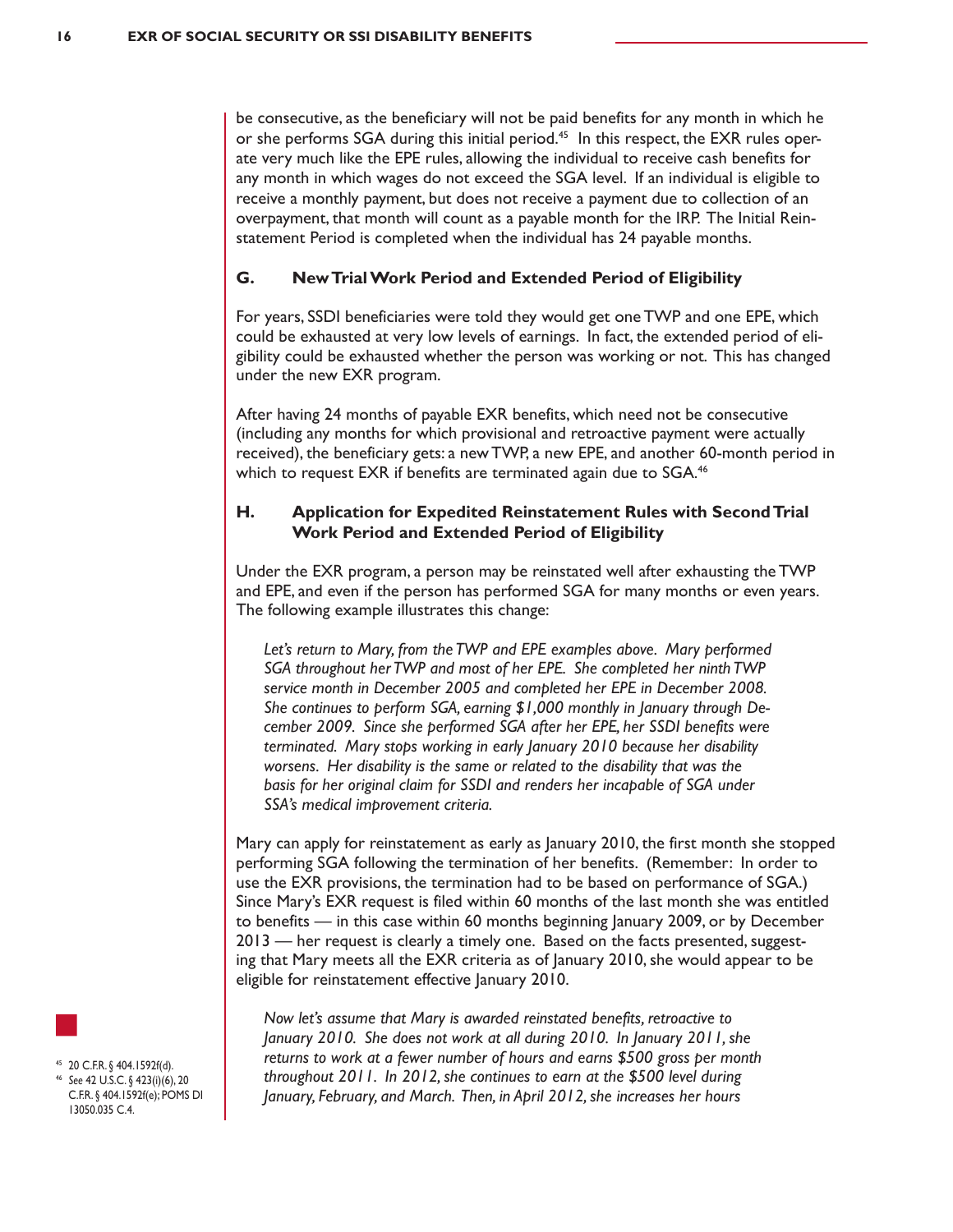be consecutive, as the beneficiary will not be paid benefits for any month in which he or she performs SGA during this initial period.[45] In this respect, the EXR rules operate very much like the EPE rules, allowing the individual to receive cash benefits for any month in which wages do not exceed the SGA level. If an individual is eligible to receive a monthly payment, but does not receive a payment due to collection of an overpayment, that month will count as a payable month for the IRP. The Initial Reinstatement Period is completed when the individual has 24 payable months.

### G. New Trial Work Period and Extended Period of Eligibility

For years, SSDI beneficiaries were told they would get one TWP and one EPE, which could be exhausted at very low levels of earnings. In fact, the extended period of eligibility could be exhausted whether the person was working or not. This has changed under the new EXR program.

After having 24 months of payable EXR benefits, which need not be consecutive (including any months for which provisional and retroactive payment were actually received), the beneficiary gets: a new TWP, a new EPE, and another 60-month period in which to request EXR if benefits are terminated again due to SGA.[46]

### H. Application for Expedited Reinstatement Rules with Second Trial Work Period and Extended Period of Eligibility

Under the EXR program, a person may be reinstated well after exhausting the TWP and EPE, and even if the person has performed SGA for many months or even years. The following example illustrates this change:

> *Let's return to Mary, from the TWP and EPE examples above. Mary performed SGA throughout her TWP and most of her EPE. She completed her ninth TWP service month in December 2005 and completed her EPE in December 2008. She continues to perform SGA, earning $1,000 monthly in January through December 2009. Since she performed SGA after her EPE, her SSDI benefits were terminated. Mary stops working in early January 2010 because her disability worsens. Her disability is the same or related to the disability that was the basis for her original claim for SSDI and renders her incapable of SGA under SSA's medical improvement criteria.*

Mary can apply for reinstatement as early as January 2010, the first month she stopped performing SGA following the termination of her benefits. (Remember: In order to use the EXR provisions, the termination had to be based on performance of SGA.) Since Mary's EXR request is filed within 60 months of the last month she was entitled to benefits — in this case within 60 months beginning January 2009, or by December 2013 — her request is clearly a timely one. Based on the facts presented, suggesting that Mary meets all the EXR criteria as of January 2010, she would appear to be eligible for reinstatement effective January 2010.

> *Now let's assume that Mary is awarded reinstated benefits, retroactive to January 2010. She does not work at all during 2010. In January 2011, she returns to work at a fewer number of hours and earns $500 gross per month throughout 2011. In 2012, she continues to earn at the $500 level during January, February, and March. Then, in April 2012, she increases her hours*

[45] 20 C.F.R. § 404.1592f(d).

[46] *See* 42 U.S.C. § 423(i)(6), 20 C.F.R. § 404.1592f(e); POMS DI 13050.035 C.4.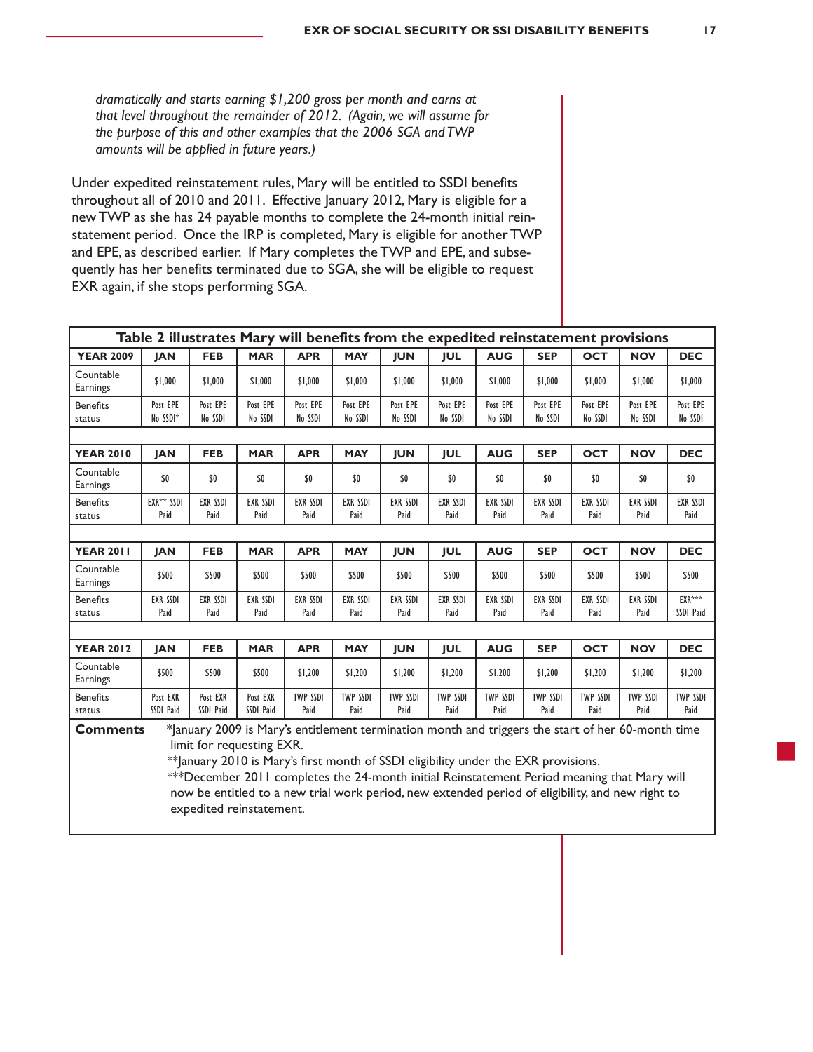*dramatically and starts earning $1,200 gross per month and earns at that level throughout the remainder of 2012. (Again, we will assume for the purpose of this and other examples that the 2006 SGA and TWP amounts will be applied in future years.)*

Under expedited reinstatement rules, Mary will be entitled to SSDI benefits throughout all of 2010 and 2011. Effective January 2012, Mary is eligible for a new TWP as she has 24 payable months to complete the 24-month initial reinstatement period. Once the IRP is completed, Mary is eligible for another TWP and EPE, as described earlier. If Mary completes the TWP and EPE, and subsequently has her benefits terminated due to SGA, she will be eligible to request EXR again, if she stops performing SGA.

**Table 2 illustrates Mary will benefits from the expedited reinstatement provisions**

| YEAR 2009 | JAN | FEB | MAR | APR | MAY | JUN | JUL | AUG | SEP | OCT | NOV | DEC |
|---|---|---|---|---|---|---|---|---|---|---|---|---|
| Countable Earnings | $1,000 | $1,000 | $1,000 | $1,000 | $1,000 | $1,000 | $1,000 | $1,000 | $1,000 | $1,000 | $1,000 | $1,000 |
| Benefits status | Post EPE No SSDI* | Post EPE No SSDI | Post EPE No SSDI | Post EPE No SSDI | Post EPE No SSDI | Post EPE No SSDI | Post EPE No SSDI | Post EPE No SSDI | Post EPE No SSDI | Post EPE No SSDI | Post EPE No SSDI | Post EPE No SSDI |
| | | | | | | | | | | | | |
| **YEAR 2010** | **JAN** | **FEB** | **MAR** | **APR** | **MAY** | **JUN** | **JUL** | **AUG** | **SEP** | **OCT** | **NOV** | **DEC** |
| Countable Earnings | $0 | $0 | $0 | $0 | $0 | $0 | $0 | $0 | $0 | $0 | $0 | $0 |
| Benefits status | EXR** SSDI Paid | EXR SSDI Paid | EXR SSDI Paid | EXR SSDI Paid | EXR SSDI Paid | EXR SSDI Paid | EXR SSDI Paid | EXR SSDI Paid | EXR SSDI Paid | EXR SSDI Paid | EXR SSDI Paid | EXR SSDI Paid |
| | | | | | | | | | | | | |
| **YEAR 2011** | **JAN** | **FEB** | **MAR** | **APR** | **MAY** | **JUN** | **JUL** | **AUG** | **SEP** | **OCT** | **NOV** | **DEC** |
| Countable Earnings | $500 | $500 | $500 | $500 | $500 | $500 | $500 | $500 | $500 | $500 | $500 | $500 |
| Benefits status | EXR SSDI Paid | EXR SSDI Paid | EXR SSDI Paid | EXR SSDI Paid | EXR SSDI Paid | EXR SSDI Paid | EXR SSDI Paid | EXR SSDI Paid | EXR SSDI Paid | EXR SSDI Paid | EXR SSDI Paid | EXR*** SSDI Paid |
| | | | | | | | | | | | | |
| **YEAR 2012** | **JAN** | **FEB** | **MAR** | **APR** | **MAY** | **JUN** | **JUL** | **AUG** | **SEP** | **OCT** | **NOV** | **DEC** |
| Countable Earnings | $500 | $500 | $500 | $1,200 | $1,200 | $1,200 | $1,200 | $1,200 | $1,200 | $1,200 | $1,200 | $1,200 |
| Benefits status | Post EXR SSDI Paid | Post EXR SSDI Paid | Post EXR SSDI Paid | TWP SSDI Paid | TWP SSDI Paid | TWP SSDI Paid | TWP SSDI Paid | TWP SSDI Paid | TWP SSDI Paid | TWP SSDI Paid | TWP SSDI Paid | TWP SSDI Paid |

**Comments**

*January 2009 is Mary's entitlement termination month and triggers the start of her 60-month time limit for requesting EXR.

**January 2010 is Mary's first month of SSDI eligibility under the EXR provisions.

***December 2011 completes the 24-month initial Reinstatement Period meaning that Mary will now be entitled to a new trial work period, new extended period of eligibility, and new right to expedited reinstatement.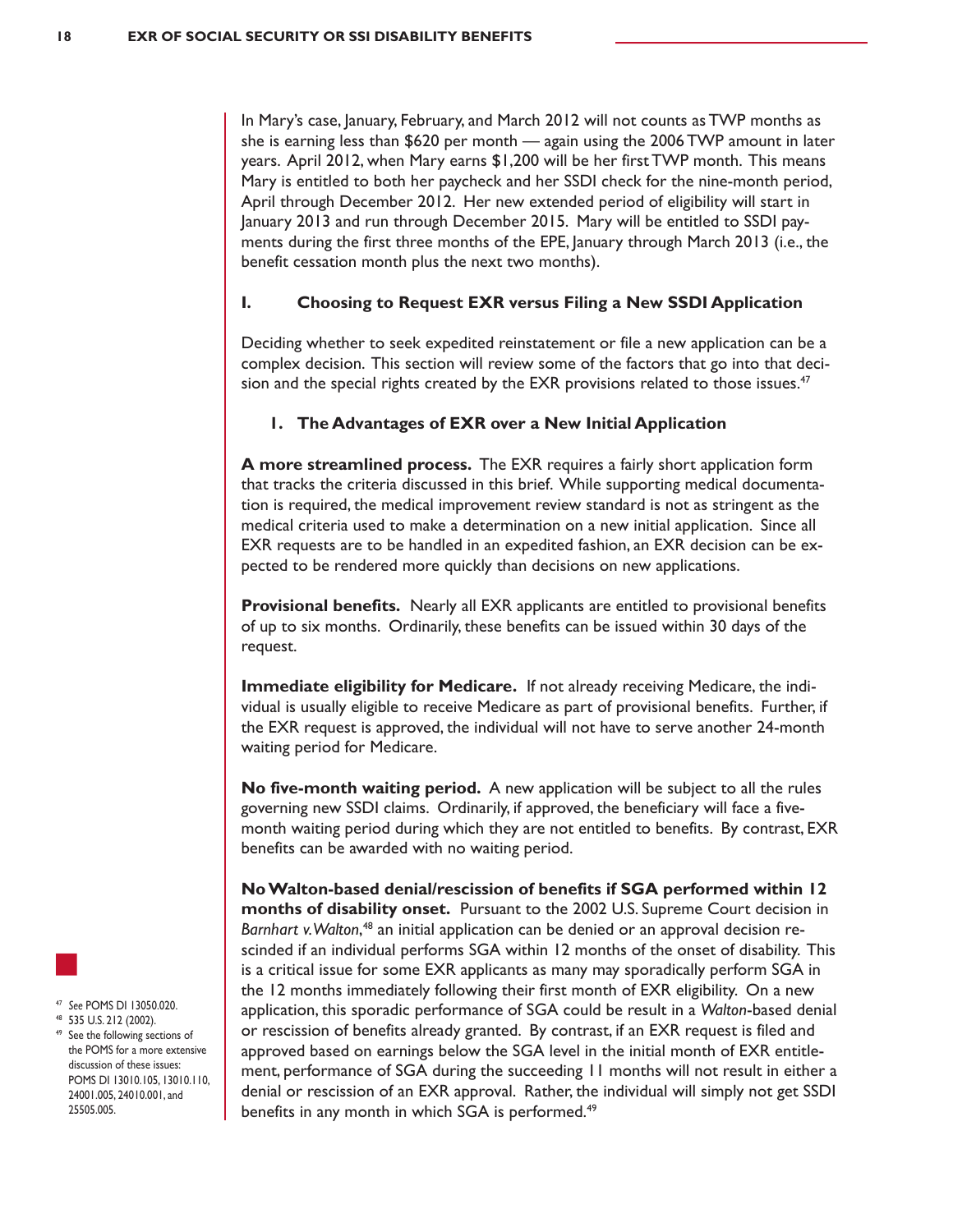In Mary's case, January, February, and March 2012 will not counts as TWP months as she is earning less than $620 per month — again using the 2006 TWP amount in later years. April 2012, when Mary earns $1,200 will be her first TWP month. This means Mary is entitled to both her paycheck and her SSDI check for the nine-month period, April through December 2012. Her new extended period of eligibility will start in January 2013 and run through December 2015. Mary will be entitled to SSDI payments during the first three months of the EPE, January through March 2013 (i.e., the benefit cessation month plus the next two months).

## I. Choosing to Request EXR versus Filing a New SSDI Application

Deciding whether to seek expedited reinstatement or file a new application can be a complex decision. This section will review some of the factors that go into that decision and the special rights created by the EXR provisions related to those issues.[47]

### 1. The Advantages of EXR over a New Initial Application

**A more streamlined process.** The EXR requires a fairly short application form that tracks the criteria discussed in this brief. While supporting medical documentation is required, the medical improvement review standard is not as stringent as the medical criteria used to make a determination on a new initial application. Since all EXR requests are to be handled in an expedited fashion, an EXR decision can be expected to be rendered more quickly than decisions on new applications.

**Provisional benefits.** Nearly all EXR applicants are entitled to provisional benefits of up to six months. Ordinarily, these benefits can be issued within 30 days of the request.

**Immediate eligibility for Medicare.** If not already receiving Medicare, the individual is usually eligible to receive Medicare as part of provisional benefits. Further, if the EXR request is approved, the individual will not have to serve another 24-month waiting period for Medicare.

**No five-month waiting period.** A new application will be subject to all the rules governing new SSDI claims. Ordinarily, if approved, the beneficiary will face a five-month waiting period during which they are not entitled to benefits. By contrast, EXR benefits can be awarded with no waiting period.

**No Walton-based denial/rescission of benefits if SGA performed within 12 months of disability onset.** Pursuant to the 2002 U.S. Supreme Court decision in *Barnhart v. Walton*,[48] an initial application can be denied or an approval decision rescinded if an individual performs SGA within 12 months of the onset of disability. This is a critical issue for some EXR applicants as many may sporadically perform SGA in the 12 months immediately following their first month of EXR eligibility. On a new application, this sporadic performance of SGA could be result in a *Walton*-based denial or rescission of benefits already granted. By contrast, if an EXR request is filed and approved based on earnings below the SGA level in the initial month of EXR entitlement, performance of SGA during the succeeding 11 months will not result in either a denial or rescission of an EXR approval. Rather, the individual will simply not get SSDI benefits in any month in which SGA is performed.[49]

---

[47] *See* POMS DI 13050.020.

[48] 535 U.S. 212 (2002).

[49] See the following sections of the POMS for a more extensive discussion of these issues: POMS DI 13010.105, 13010.110, 24001.005, 24010.001, and 25505.005.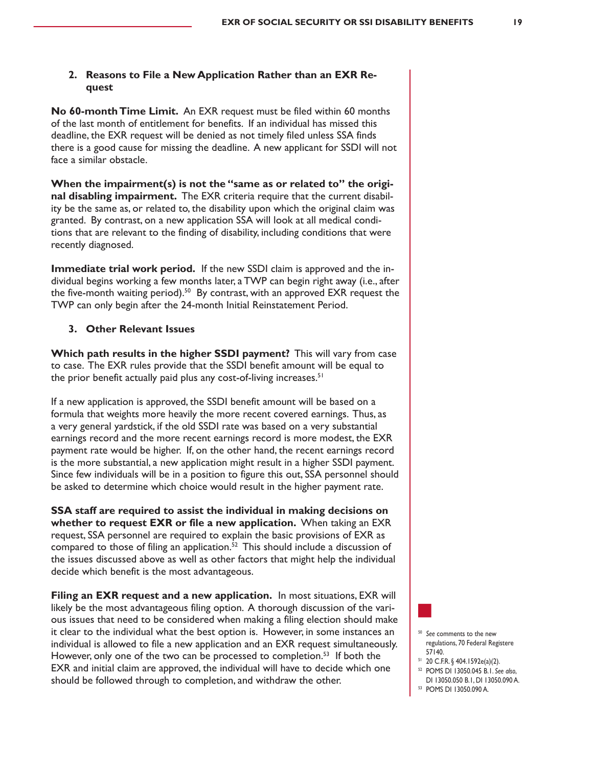### 2. Reasons to File a New Application Rather than an EXR Request

**No 60-month Time Limit.** An EXR request must be filed within 60 months of the last month of entitlement for benefits. If an individual has missed this deadline, the EXR request will be denied as not timely filed unless SSA finds there is a good cause for missing the deadline. A new applicant for SSDI will not face a similar obstacle.

**When the impairment(s) is not the "same as or related to" the original disabling impairment.** The EXR criteria require that the current disability be the same as, or related to, the disability upon which the original claim was granted. By contrast, on a new application SSA will look at all medical conditions that are relevant to the finding of disability, including conditions that were recently diagnosed.

**Immediate trial work period.** If the new SSDI claim is approved and the individual begins working a few months later, a TWP can begin right away (i.e., after the five-month waiting period).[50] By contrast, with an approved EXR request the TWP can only begin after the 24-month Initial Reinstatement Period.

### 3. Other Relevant Issues

**Which path results in the higher SSDI payment?** This will vary from case to case. The EXR rules provide that the SSDI benefit amount will be equal to the prior benefit actually paid plus any cost-of-living increases.[51]

If a new application is approved, the SSDI benefit amount will be based on a formula that weights more heavily the more recent covered earnings. Thus, as a very general yardstick, if the old SSDI rate was based on a very substantial earnings record and the more recent earnings record is more modest, the EXR payment rate would be higher. If, on the other hand, the recent earnings record is the more substantial, a new application might result in a higher SSDI payment. Since few individuals will be in a position to figure this out, SSA personnel should be asked to determine which choice would result in the higher payment rate.

**SSA staff are required to assist the individual in making decisions on whether to request EXR or file a new application.** When taking an EXR request, SSA personnel are required to explain the basic provisions of EXR as compared to those of filing an application.[52] This should include a discussion of the issues discussed above as well as other factors that might help the individual decide which benefit is the most advantageous.

**Filing an EXR request and a new application.** In most situations, EXR will likely be the most advantageous filing option. A thorough discussion of the various issues that need to be considered when making a filing election should make it clear to the individual what the best option is. However, in some instances an individual is allowed to file a new application and an EXR request simultaneously. However, only one of the two can be processed to completion.[53] If both the EXR and initial claim are approved, the individual will have to decide which one should be followed through to completion, and withdraw the other.

---

[50] *See* comments to the new regulations, 70 Federal Registere 57140.

[51] 20 C.F.R. § 404.1592e(a)(2).

[52] POMS DI 13050.045 B.1. *See also*, DI 13050.050 B.1, DI 13050.090 A.

[53] POMS DI 13050.090 A.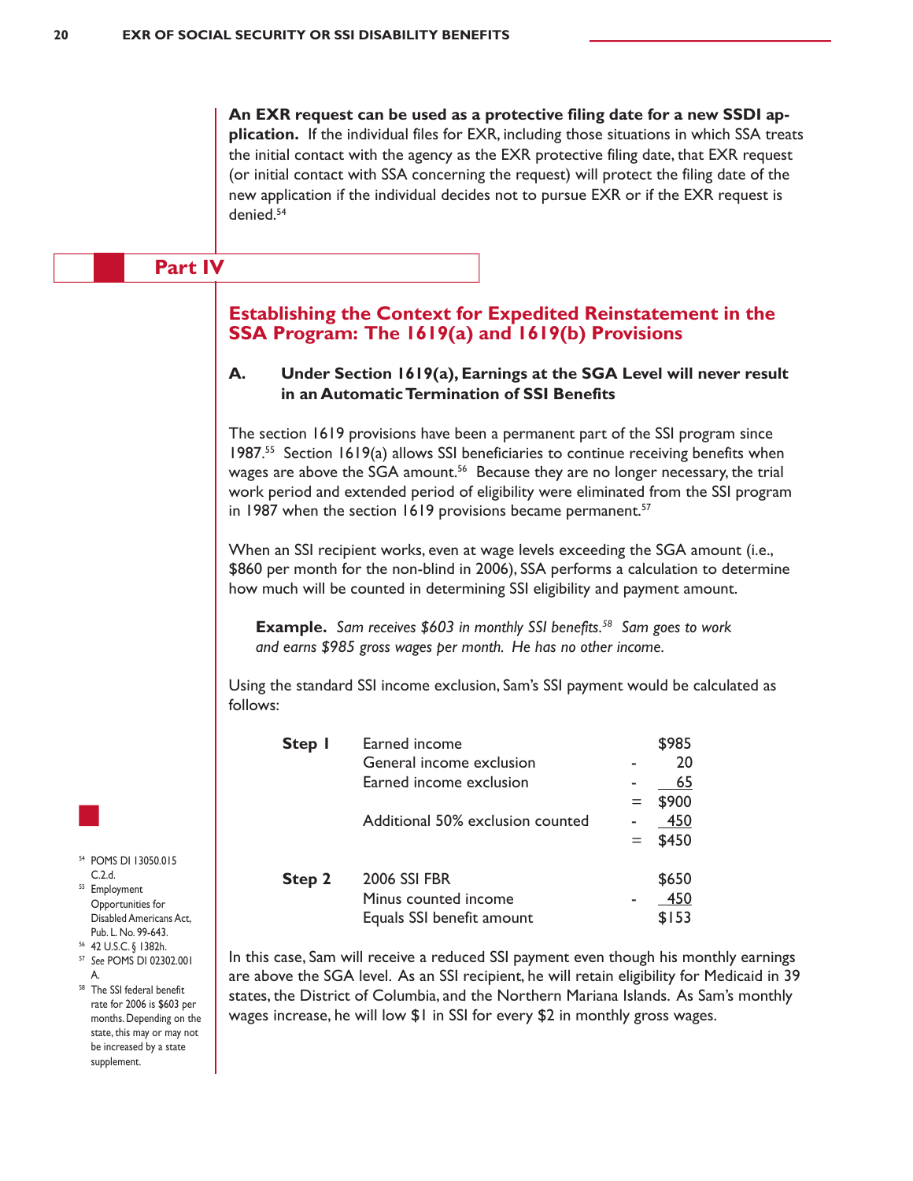**An EXR request can be used as a protective filing date for a new SSDI application.** If the individual files for EXR, including those situations in which SSA treats the initial contact with the agency as the EXR protective filing date, that EXR request (or initial contact with SSA concerning the request) will protect the filing date of the new application if the individual decides not to pursue EXR or if the EXR request is denied.[54]

# Part IV

## Establishing the Context for Expedited Reinstatement in the SSA Program: The 1619(a) and 1619(b) Provisions

### A. Under Section 1619(a), Earnings at the SGA Level will never result in an Automatic Termination of SSI Benefits

The section 1619 provisions have been a permanent part of the SSI program since 1987.[55] Section 1619(a) allows SSI beneficiaries to continue receiving benefits when wages are above the SGA amount.[56] Because they are no longer necessary, the trial work period and extended period of eligibility were eliminated from the SSI program in 1987 when the section 1619 provisions became permanent.[57]

When an SSI recipient works, even at wage levels exceeding the SGA amount (i.e., $860 per month for the non-blind in 2006), SSA performs a calculation to determine how much will be counted in determining SSI eligibility and payment amount.

> **Example.** *Sam receives $603 in monthly SSI benefits.[58] Sam goes to work and earns $985 gross wages per month. He has no other income.*

Using the standard SSI income exclusion, Sam's SSI payment would be calculated as follows:

| | | | |
|---|---|---|---|
| **Step 1** | Earned income | | $985 |
| | General income exclusion | - | 20 |
| | Earned income exclusion | - | 65 |
| | | = | $900 |
| | Additional 50% exclusion counted | - | 450 |
| | | = | $450 |
| **Step 2** | 2006 SSI FBR | | $650 |
| | Minus counted income | - | 450 |
| | Equals SSI benefit amount | | $153 |

In this case, Sam will receive a reduced SSI payment even though his monthly earnings are above the SGA level. As an SSI recipient, he will retain eligibility for Medicaid in 39 states, the District of Columbia, and the Northern Mariana Islands. As Sam's monthly wages increase, he will low $1 in SSI for every $2 in monthly gross wages.

---

[54] POMS DI 13050.015 C.2.d.

[55] Employment Opportunities for Disabled Americans Act, Pub. L. No. 99-643.

[56] 42 U.S.C. § 1382h.

[57] *See* POMS DI 02302.001 A.

[58] The SSI federal benefit rate for 2006 is $603 per months. Depending on the state, this may or may not be increased by a state supplement.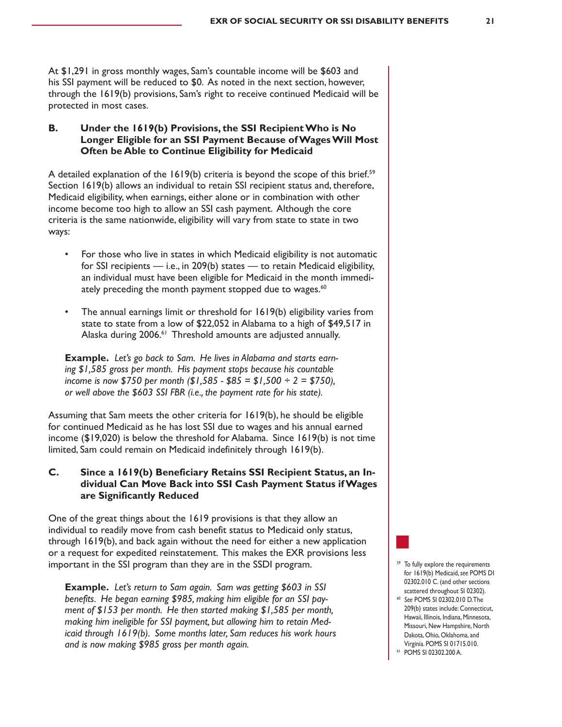At $1,291 in gross monthly wages, Sam's countable income will be $603 and his SSI payment will be reduced to $0. As noted in the next section, however, through the 1619(b) provisions, Sam's right to receive continued Medicaid will be protected in most cases.

### B. Under the 1619(b) Provisions, the SSI Recipient Who is No Longer Eligible for an SSI Payment Because of Wages Will Most Often be Able to Continue Eligibility for Medicaid

A detailed explanation of the 1619(b) criteria is beyond the scope of this brief.[59] Section 1619(b) allows an individual to retain SSI recipient status and, therefore, Medicaid eligibility, when earnings, either alone or in combination with other income become too high to allow an SSI cash payment. Although the core criteria is the same nationwide, eligibility will vary from state to state in two ways:

- For those who live in states in which Medicaid eligibility is not automatic for SSI recipients — i.e., in 209(b) states — to retain Medicaid eligibility, an individual must have been eligible for Medicaid in the month immediately preceding the month payment stopped due to wages.[60]
- The annual earnings limit or threshold for 1619(b) eligibility varies from state to state from a low of $22,052 in Alabama to a high of $49,517 in Alaska during 2006.[61] Threshold amounts are adjusted annually.

> **Example.** *Let's go back to Sam. He lives in Alabama and starts earning $1,585 gross per month. His payment stops because his countable income is now $750 per month ($1,585 - $85 = $1,500 ÷ 2 = $750), or well above the $603 SSI FBR (i.e., the payment rate for his state).*

Assuming that Sam meets the other criteria for 1619(b), he should be eligible for continued Medicaid as he has lost SSI due to wages and his annual earned income ($19,020) is below the threshold for Alabama. Since 1619(b) is not time limited, Sam could remain on Medicaid indefinitely through 1619(b).

### C. Since a 1619(b) Beneficiary Retains SSI Recipient Status, an Individual Can Move Back into SSI Cash Payment Status if Wages are Significantly Reduced

One of the great things about the 1619 provisions is that they allow an individual to readily move from cash benefit status to Medicaid only status, through 1619(b), and back again without the need for either a new application or a request for expedited reinstatement. This makes the EXR provisions less important in the SSI program than they are in the SSDI program.

> **Example.** *Let's return to Sam again. Sam was getting $603 in SSI benefits. He began earning $985, making him eligible for an SSI payment of $153 per month. He then started making $1,585 per month, making him ineligible for SSI payment, but allowing him to retain Medicaid through 1619(b). Some months later, Sam reduces his work hours and is now making $985 gross per month again.*

---

[59] To fully explore the requirements for 1619(b) Medicaid, *see* POMS DI 02302.010 C. (and other sections scattered throughout SI 02302).

[60] *See* POMS SI 02302.010 D. The 209(b) states include: Connecticut, Hawaii, Illinois, Indiana, Minnesota, Missouri, New Hampshire, North Dakota, Ohio, Oklahoma, and Virginia. POMS SI 01715.010.

[61] POMS SI 02302.200 A.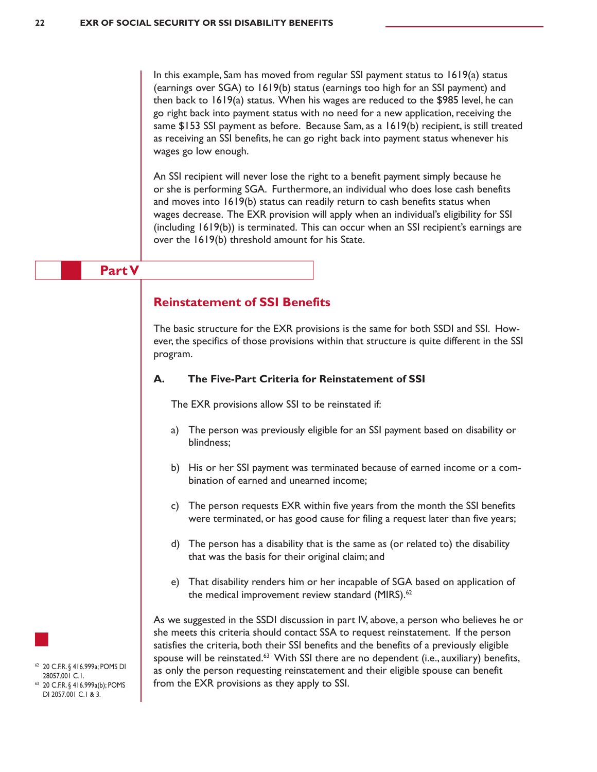In this example, Sam has moved from regular SSI payment status to 1619(a) status (earnings over SGA) to 1619(b) status (earnings too high for an SSI payment) and then back to 1619(a) status. When his wages are reduced to the $985 level, he can go right back into payment status with no need for a new application, receiving the same $153 SSI payment as before. Because Sam, as a 1619(b) recipient, is still treated as receiving an SSI benefits, he can go right back into payment status whenever his wages go low enough.

An SSI recipient will never lose the right to a benefit payment simply because he or she is performing SGA. Furthermore, an individual who does lose cash benefits and moves into 1619(b) status can readily return to cash benefits status when wages decrease. The EXR provision will apply when an individual's eligibility for SSI (including 1619(b)) is terminated. This can occur when an SSI recipient's earnings are over the 1619(b) threshold amount for his State.

# Part V

## Reinstatement of SSI Benefits

The basic structure for the EXR provisions is the same for both SSDI and SSI. However, the specifics of those provisions within that structure is quite different in the SSI program.

### A. The Five-Part Criteria for Reinstatement of SSI

The EXR provisions allow SSI to be reinstated if:

a) The person was previously eligible for an SSI payment based on disability or blindness;

b) His or her SSI payment was terminated because of earned income or a combination of earned and unearned income;

c) The person requests EXR within five years from the month the SSI benefits were terminated, or has good cause for filing a request later than five years;

d) The person has a disability that is the same as (or related to) the disability that was the basis for their original claim; and

e) That disability renders him or her incapable of SGA based on application of the medical improvement review standard (MIRS).[62]

As we suggested in the SSDI discussion in part IV, above, a person who believes he or she meets this criteria should contact SSA to request reinstatement. If the person satisfies the criteria, both their SSI benefits and the benefits of a previously eligible spouse will be reinstated.[63] With SSI there are no dependent (i.e., auxiliary) benefits, as only the person requesting reinstatement and their eligible spouse can benefit from the EXR provisions as they apply to SSI.

[62] 20 C.F.R. § 416.999a; POMS DI 28057.001 C.1.

[63] 20 C.F.R. § 416.999a(b); POMS DI 2057.001 C.1 & 3.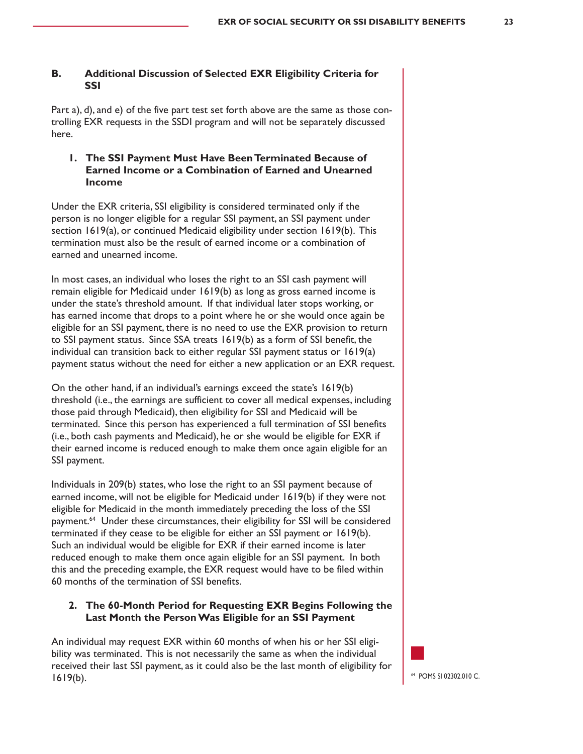## B. Additional Discussion of Selected EXR Eligibility Criteria for SSI

Part a), d), and e) of the five part test set forth above are the same as those controlling EXR requests in the SSDI program and will not be separately discussed here.

### 1. The SSI Payment Must Have Been Terminated Because of Earned Income or a Combination of Earned and Unearned Income

Under the EXR criteria, SSI eligibility is considered terminated only if the person is no longer eligible for a regular SSI payment, an SSI payment under section 1619(a), or continued Medicaid eligibility under section 1619(b). This termination must also be the result of earned income or a combination of earned and unearned income.

In most cases, an individual who loses the right to an SSI cash payment will remain eligible for Medicaid under 1619(b) as long as gross earned income is under the state's threshold amount. If that individual later stops working, or has earned income that drops to a point where he or she would once again be eligible for an SSI payment, there is no need to use the EXR provision to return to SSI payment status. Since SSA treats 1619(b) as a form of SSI benefit, the individual can transition back to either regular SSI payment status or 1619(a) payment status without the need for either a new application or an EXR request.

On the other hand, if an individual's earnings exceed the state's 1619(b) threshold (i.e., the earnings are sufficient to cover all medical expenses, including those paid through Medicaid), then eligibility for SSI and Medicaid will be terminated. Since this person has experienced a full termination of SSI benefits (i.e., both cash payments and Medicaid), he or she would be eligible for EXR if their earned income is reduced enough to make them once again eligible for an SSI payment.

Individuals in 209(b) states, who lose the right to an SSI payment because of earned income, will not be eligible for Medicaid under 1619(b) if they were not eligible for Medicaid in the month immediately preceding the loss of the SSI payment.[64] Under these circumstances, their eligibility for SSI will be considered terminated if they cease to be eligible for either an SSI payment or 1619(b). Such an individual would be eligible for EXR if their earned income is later reduced enough to make them once again eligible for an SSI payment. In both this and the preceding example, the EXR request would have to be filed within 60 months of the termination of SSI benefits.

### 2. The 60-Month Period for Requesting EXR Begins Following the Last Month the Person Was Eligible for an SSI Payment

An individual may request EXR within 60 months of when his or her SSI eligibility was terminated. This is not necessarily the same as when the individual received their last SSI payment, as it could also be the last month of eligibility for 1619(b).

[64] POMS SI 02302.010 C.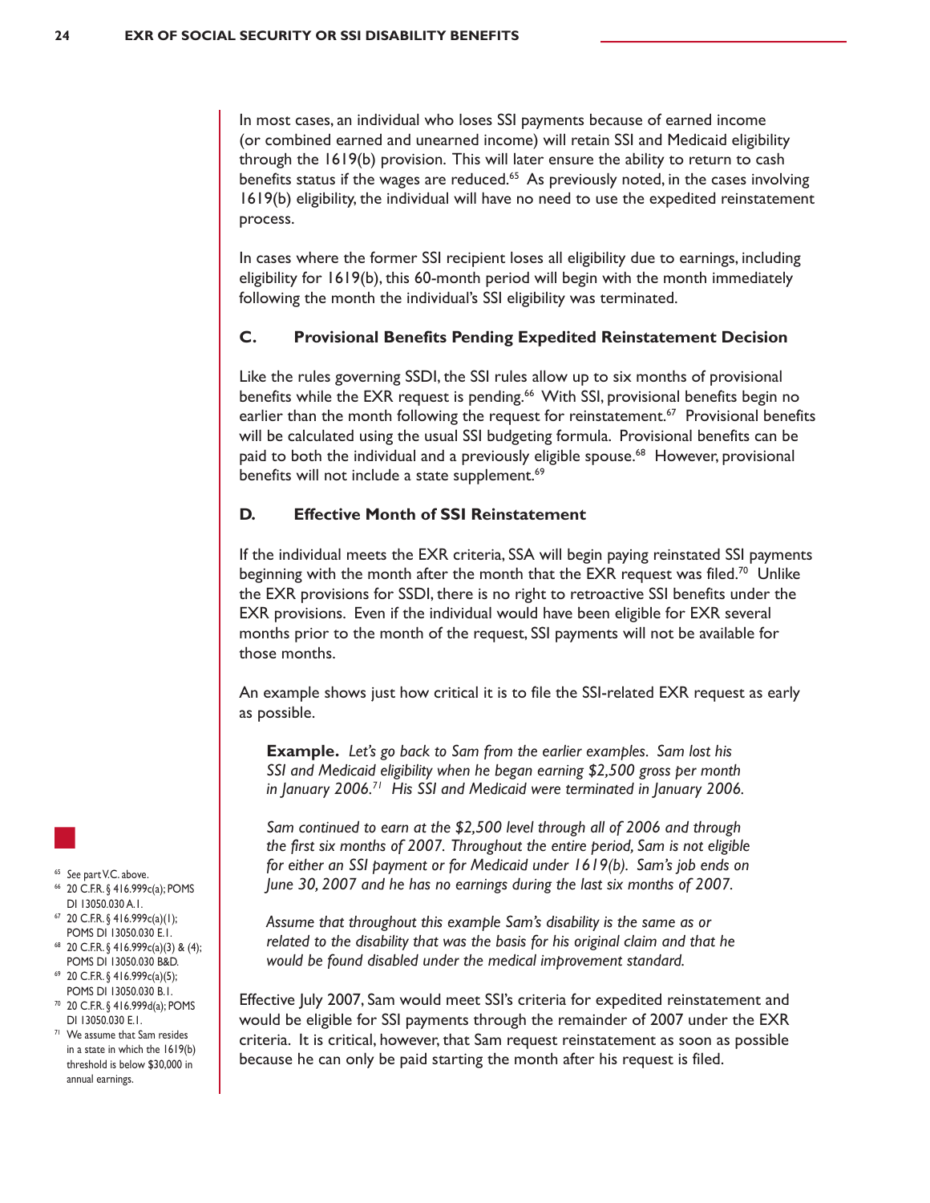In most cases, an individual who loses SSI payments because of earned income (or combined earned and unearned income) will retain SSI and Medicaid eligibility through the 1619(b) provision. This will later ensure the ability to return to cash benefits status if the wages are reduced.[65] As previously noted, in the cases involving 1619(b) eligibility, the individual will have no need to use the expedited reinstatement process.

In cases where the former SSI recipient loses all eligibility due to earnings, including eligibility for 1619(b), this 60-month period will begin with the month immediately following the month the individual's SSI eligibility was terminated.

### C. Provisional Benefits Pending Expedited Reinstatement Decision

Like the rules governing SSDI, the SSI rules allow up to six months of provisional benefits while the EXR request is pending.[66] With SSI, provisional benefits begin no earlier than the month following the request for reinstatement.[67] Provisional benefits will be calculated using the usual SSI budgeting formula. Provisional benefits can be paid to both the individual and a previously eligible spouse.[68] However, provisional benefits will not include a state supplement.[69]

### D. Effective Month of SSI Reinstatement

If the individual meets the EXR criteria, SSA will begin paying reinstated SSI payments beginning with the month after the month that the EXR request was filed.[70] Unlike the EXR provisions for SSDI, there is no right to retroactive SSI benefits under the EXR provisions. Even if the individual would have been eligible for EXR several months prior to the month of the request, SSI payments will not be available for those months.

An example shows just how critical it is to file the SSI-related EXR request as early as possible.

> **Example.** *Let's go back to Sam from the earlier examples. Sam lost his SSI and Medicaid eligibility when he began earning $2,500 gross per month in January 2006.*[71] *His SSI and Medicaid were terminated in January 2006.*
>
> *Sam continued to earn at the $2,500 level through all of 2006 and through the first six months of 2007. Throughout the entire period, Sam is not eligible for either an SSI payment or for Medicaid under 1619(b). Sam's job ends on June 30, 2007 and he has no earnings during the last six months of 2007.*
>
> *Assume that throughout this example Sam's disability is the same as or related to the disability that was the basis for his original claim and that he would be found disabled under the medical improvement standard.*

Effective July 2007, Sam would meet SSI's criteria for expedited reinstatement and would be eligible for SSI payments through the remainder of 2007 under the EXR criteria. It is critical, however, that Sam request reinstatement as soon as possible because he can only be paid starting the month after his request is filed.

---

[65] *See* part V.C. above.

[66] 20 C.F.R. § 416.999c(a); POMS DI 13050.030 A.1.

[67] 20 C.F.R. § 416.999c(a)(1); POMS DI 13050.030 E.1.

[68] 20 C.F.R. § 416.999c(a)(3) & (4); POMS DI 13050.030 B&D.

[69] 20 C.F.R. § 416.999c(a)(5); POMS DI 13050.030 B.1.

[70] 20 C.F.R. § 416.999d(a); POMS DI 13050.030 E.1.

[71] We assume that Sam resides in a state in which the 1619(b) threshold is below $30,000 in annual earnings.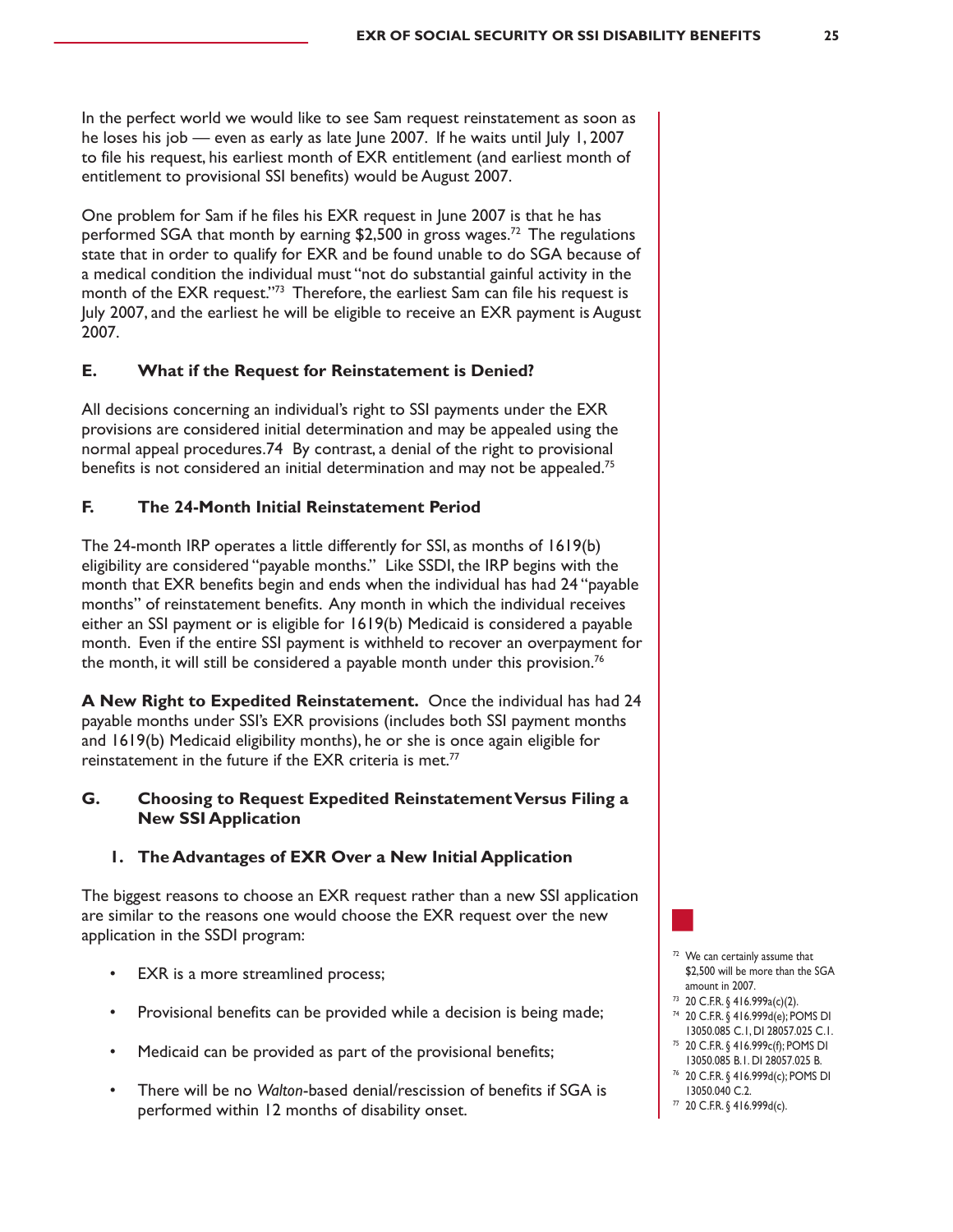In the perfect world we would like to see Sam request reinstatement as soon as he loses his job — even as early as late June 2007. If he waits until July 1, 2007 to file his request, his earliest month of EXR entitlement (and earliest month of entitlement to provisional SSI benefits) would be August 2007.

One problem for Sam if he files his EXR request in June 2007 is that he has performed SGA that month by earning $2,500 in gross wages.[72] The regulations state that in order to qualify for EXR and be found unable to do SGA because of a medical condition the individual must "not do substantial gainful activity in the month of the EXR request."[73] Therefore, the earliest Sam can file his request is July 2007, and the earliest he will be eligible to receive an EXR payment is August 2007.

### E. What if the Request for Reinstatement is Denied?

All decisions concerning an individual's right to SSI payments under the EXR provisions are considered initial determination and may be appealed using the normal appeal procedures.74 By contrast, a denial of the right to provisional benefits is not considered an initial determination and may not be appealed.[75]

### F. The 24-Month Initial Reinstatement Period

The 24-month IRP operates a little differently for SSI, as months of 1619(b) eligibility are considered "payable months." Like SSDI, the IRP begins with the month that EXR benefits begin and ends when the individual has had 24 "payable months" of reinstatement benefits. Any month in which the individual receives either an SSI payment or is eligible for 1619(b) Medicaid is considered a payable month. Even if the entire SSI payment is withheld to recover an overpayment for the month, it will still be considered a payable month under this provision.[76]

**A New Right to Expedited Reinstatement.** Once the individual has had 24 payable months under SSI's EXR provisions (includes both SSI payment months and 1619(b) Medicaid eligibility months), he or she is once again eligible for reinstatement in the future if the EXR criteria is met.[77]

### G. Choosing to Request Expedited Reinstatement Versus Filing a New SSI Application

#### 1. The Advantages of EXR Over a New Initial Application

The biggest reasons to choose an EXR request rather than a new SSI application are similar to the reasons one would choose the EXR request over the new application in the SSDI program:

- EXR is a more streamlined process;
- Provisional benefits can be provided while a decision is being made;
- Medicaid can be provided as part of the provisional benefits;
- There will be no *Walton*-based denial/rescission of benefits if SGA is performed within 12 months of disability onset.

---

[72] We can certainly assume that $2,500 will be more than the SGA amount in 2007.

[73] 20 C.F.R. § 416.999a(c)(2).

[74] 20 C.F.R. § 416.999d(e); POMS DI 13050.085 C.1, DI 28057.025 C.1.

[75] 20 C.F.R. § 416.999c(f); POMS DI 13050.085 B.1. DI 28057.025 B.

[76] 20 C.F.R. § 416.999d(c); POMS DI 13050.040 C.2.

[77] 20 C.F.R. § 416.999d(c).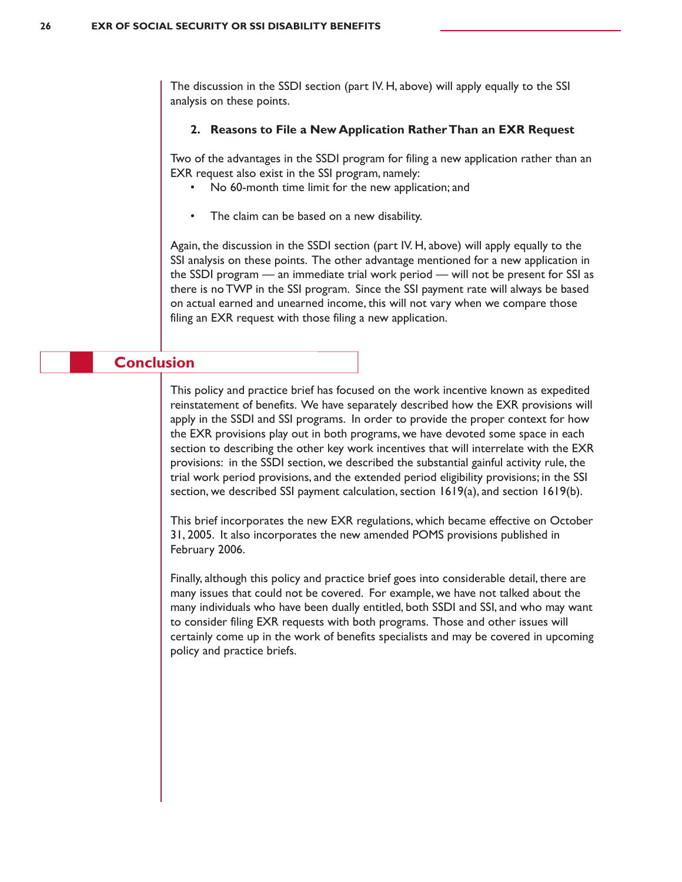The discussion in the SSDI section (part IV. H, above) will apply equally to the SSI analysis on these points.

### 2. Reasons to File a New Application Rather Than an EXR Request

Two of the advantages in the SSDI program for filing a new application rather than an EXR request also exist in the SSI program, namely:

- No 60-month time limit for the new application; and
- The claim can be based on a new disability.

Again, the discussion in the SSDI section (part IV. H, above) will apply equally to the SSI analysis on these points. The other advantage mentioned for a new application in the SSDI program — an immediate trial work period — will not be present for SSI as there is no TWP in the SSI program. Since the SSI payment rate will always be based on actual earned and unearned income, this will not vary when we compare those filing an EXR request with those filing a new application.

## Conclusion

This policy and practice brief has focused on the work incentive known as expedited reinstatement of benefits. We have separately described how the EXR provisions will apply in the SSDI and SSI programs. In order to provide the proper context for how the EXR provisions play out in both programs, we have devoted some space in each section to describing the other key work incentives that will interrelate with the EXR provisions: in the SSDI section, we described the substantial gainful activity rule, the trial work period provisions, and the extended period eligibility provisions; in the SSI section, we described SSI payment calculation, section 1619(a), and section 1619(b).

This brief incorporates the new EXR regulations, which became effective on October 31, 2005. It also incorporates the new amended POMS provisions published in February 2006.

Finally, although this policy and practice brief goes into considerable detail, there are many issues that could not be covered. For example, we have not talked about the many individuals who have been dually entitled, both SSDI and SSI, and who may want to consider filing EXR requests with both programs. Those and other issues will certainly come up in the work of benefits specialists and may be covered in upcoming policy and practice briefs.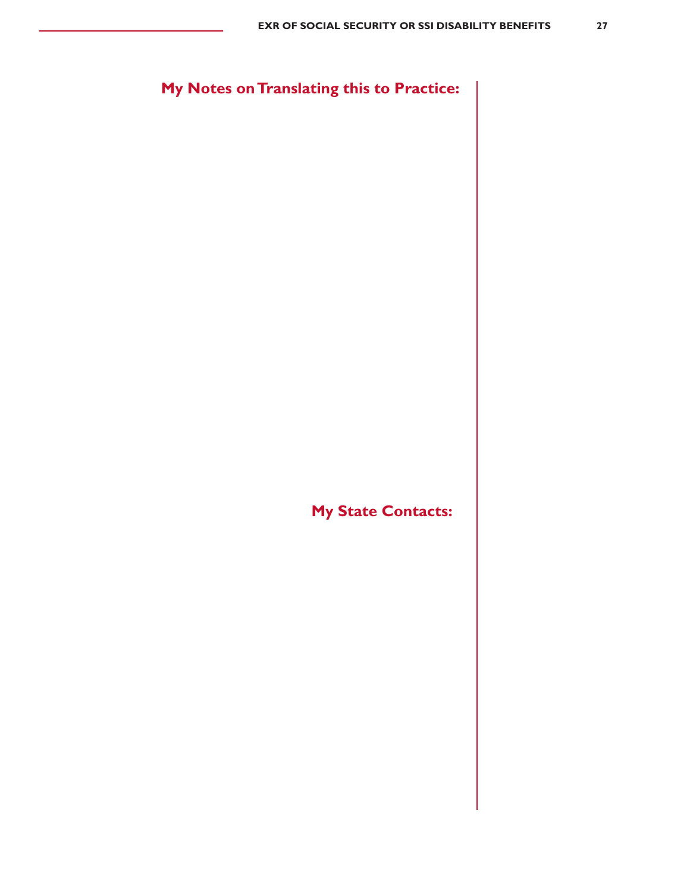## My Notes on Translating this to Practice:

## My State Contacts: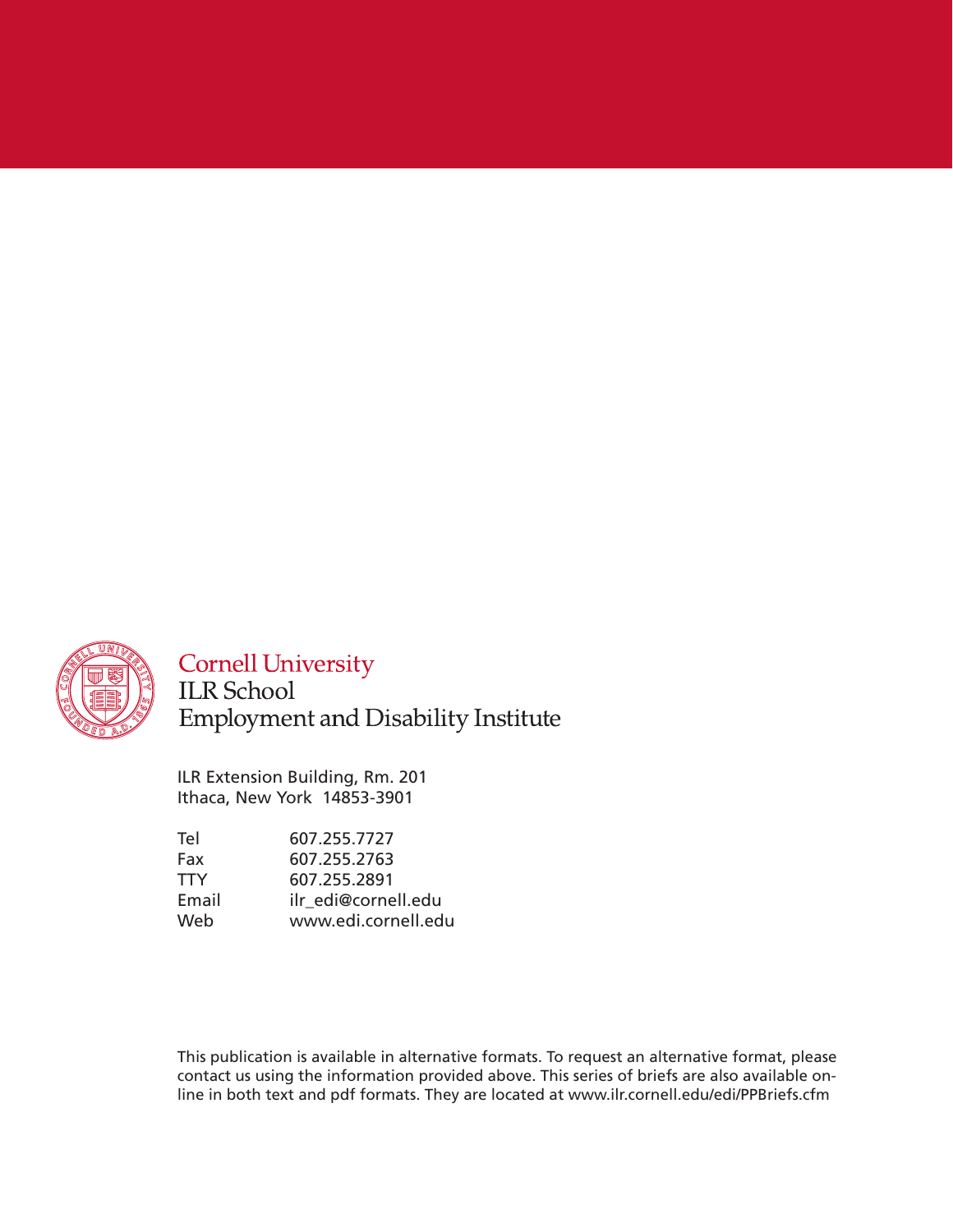Cornell University
ILR School
Employment and Disability Institute

ILR Extension Building, Rm. 201
Ithaca, New York 14853-3901

| | |
|---|---|
| Tel | 607.255.7727 |
| Fax | 607.255.2763 |
| TTY | 607.255.2891 |
| Email | ilr_edi@cornell.edu |
| Web | www.edi.cornell.edu |

This publication is available in alternative formats. To request an alternative format, please contact us using the information provided above. This series of briefs are also available on-line in both text and pdf formats. They are located at www.ilr.cornell.edu/edi/PPBriefs.cfm